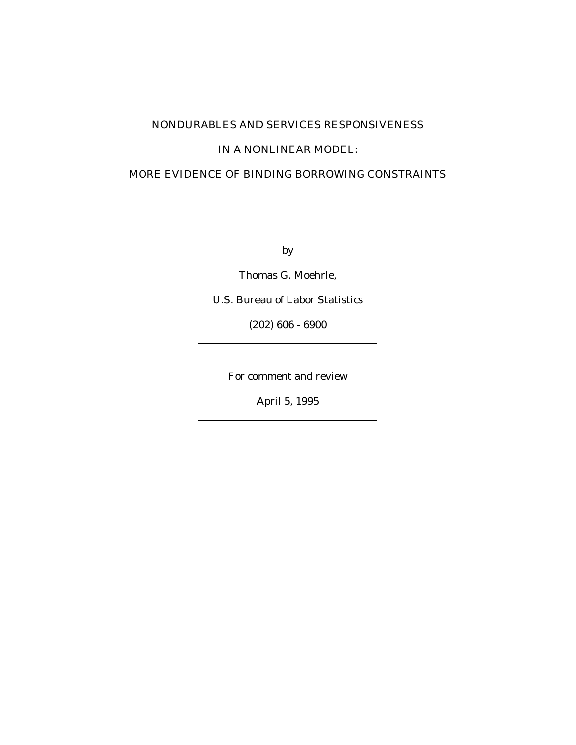# NONDURABLES AND SERVICES RESPONSIVENESS IN A NONLINEAR MODEL: MORE EVIDENCE OF BINDING BORROWING CONSTRAINTS

---

by

Thomas G. Moehrle,

U.S. Bureau of Labor Statistics

(202) 606 - 6900

---

For comment and review

April 5, 1995

---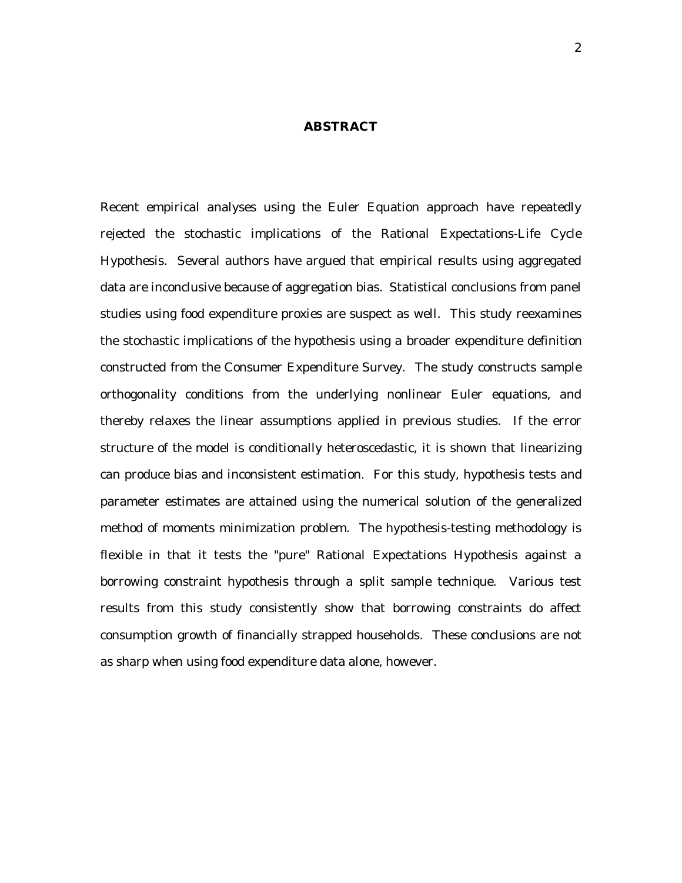## ABSTRACT

Recent empirical analyses using the Euler Equation approach have repeatedly rejected the stochastic implications of the Rational Expectations-Life Cycle Hypothesis. Several authors have argued that empirical results using aggregated data are inconclusive because of aggregation bias. Statistical conclusions from panel studies using food expenditure proxies are suspect as well. This study reexamines the stochastic implications of the hypothesis using a broader expenditure definition constructed from the Consumer Expenditure Survey. The study constructs sample orthogonality conditions from the underlying nonlinear Euler equations, and thereby relaxes the linear assumptions applied in previous studies. If the error structure of the model is conditionally heteroscedastic, it is shown that linearizing can produce bias and inconsistent estimation. For this study, hypothesis tests and parameter estimates are attained using the numerical solution of the generalized method of moments minimization problem. The hypothesis-testing methodology is flexible in that it tests the "pure" Rational Expectations Hypothesis against a borrowing constraint hypothesis through a split sample technique. Various test results from this study consistently show that borrowing constraints do affect consumption growth of financially strapped households. These conclusions are not as sharp when using food expenditure data alone, however.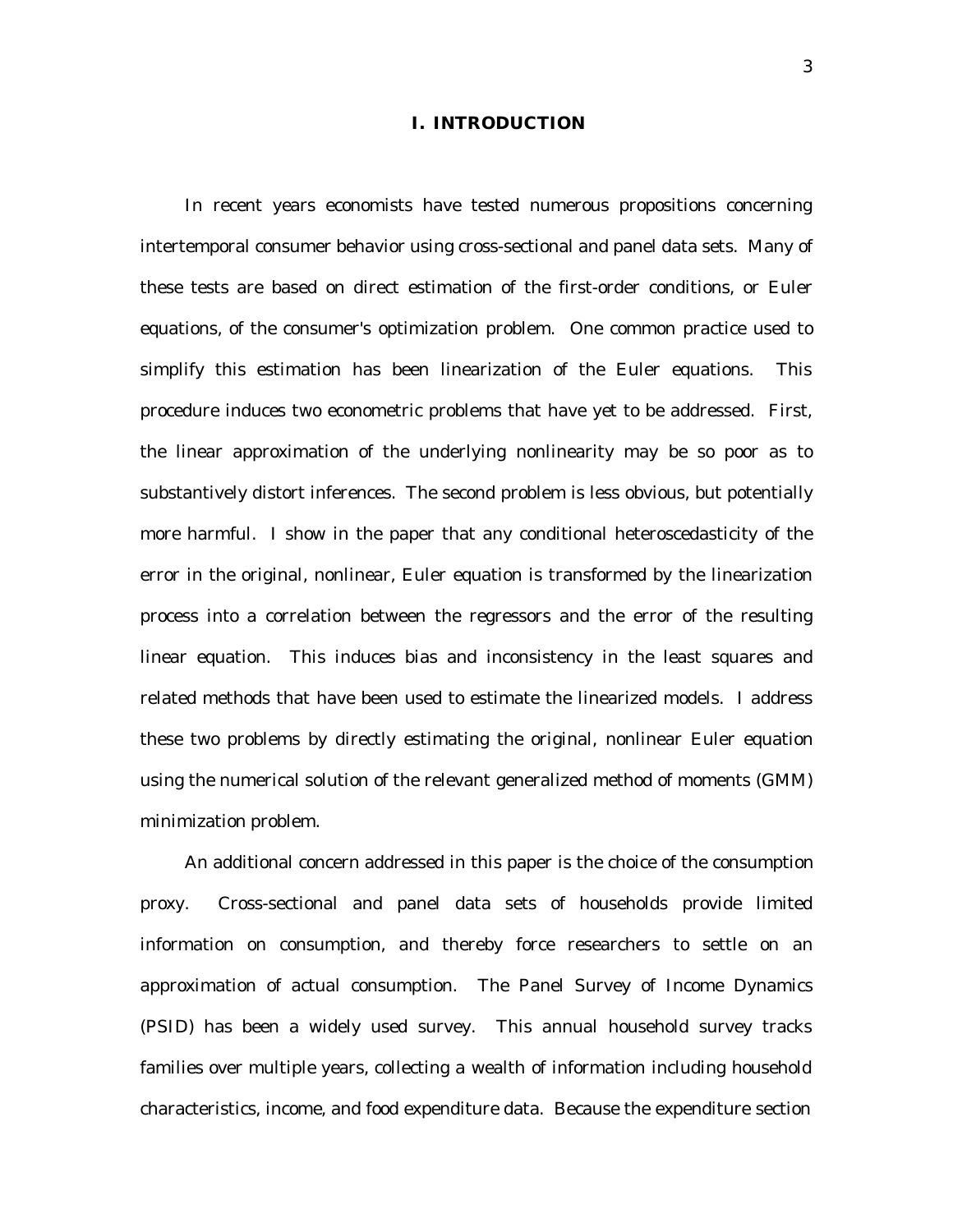# I. INTRODUCTION

In recent years economists have tested numerous propositions concerning intertemporal consumer behavior using cross-sectional and panel data sets. Many of these tests are based on direct estimation of the first-order conditions, or Euler equations, of the consumer's optimization problem. One common practice used to simplify this estimation has been linearization of the Euler equations. This procedure induces two econometric problems that have yet to be addressed. First, the linear approximation of the underlying nonlinearity may be so poor as to substantively distort inferences. The second problem is less obvious, but potentially more harmful. I show in the paper that any conditional heteroscedasticity of the error in the original, nonlinear, Euler equation is transformed by the linearization process into a correlation between the regressors and the error of the resulting linear equation. This induces bias and inconsistency in the least squares and related methods that have been used to estimate the linearized models. I address these two problems by directly estimating the original, nonlinear Euler equation using the numerical solution of the relevant generalized method of moments (GMM) minimization problem.

An additional concern addressed in this paper is the choice of the consumption proxy. Cross-sectional and panel data sets of households provide limited information on consumption, and thereby force researchers to settle on an approximation of actual consumption. The Panel Survey of Income Dynamics (PSID) has been a widely used survey. This annual household survey tracks families over multiple years, collecting a wealth of information including household characteristics, income, and food expenditure data. Because the expenditure section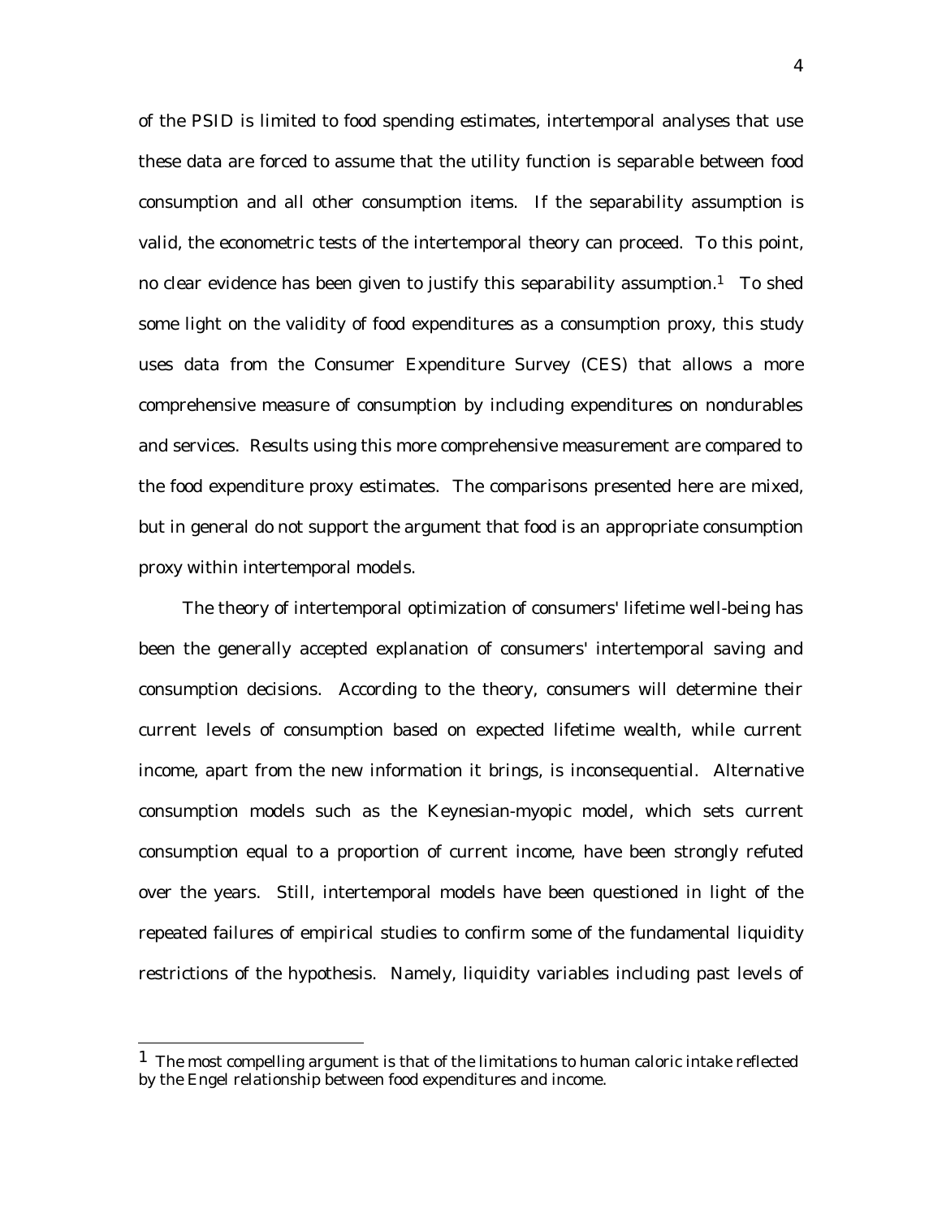of the PSID is limited to food spending estimates, intertemporal analyses that use these data are forced to assume that the utility function is separable between food consumption and all other consumption items. If the separability assumption is valid, the econometric tests of the intertemporal theory can proceed. To this point, no clear evidence has been given to justify this separability assumption.[1] To shed some light on the validity of food expenditures as a consumption proxy, this study uses data from the Consumer Expenditure Survey (CES) that allows a more comprehensive measure of consumption by including expenditures on nondurables and services. Results using this more comprehensive measurement are compared to the food expenditure proxy estimates. The comparisons presented here are mixed, but in general do not support the argument that food is an appropriate consumption proxy within intertemporal models.

The theory of intertemporal optimization of consumers' lifetime well-being has been the generally accepted explanation of consumers' intertemporal saving and consumption decisions. According to the theory, consumers will determine their current levels of consumption based on expected lifetime wealth, while current income, apart from the new information it brings, is inconsequential. Alternative consumption models such as the Keynesian-myopic model, which sets current consumption equal to a proportion of current income, have been strongly refuted over the years. Still, intertemporal models have been questioned in light of the repeated failures of empirical studies to confirm some of the fundamental liquidity restrictions of the hypothesis. Namely, liquidity variables including past levels of

---

[1] The most compelling argument is that of the limitations to human caloric intake reflected by the Engel relationship between food expenditures and income.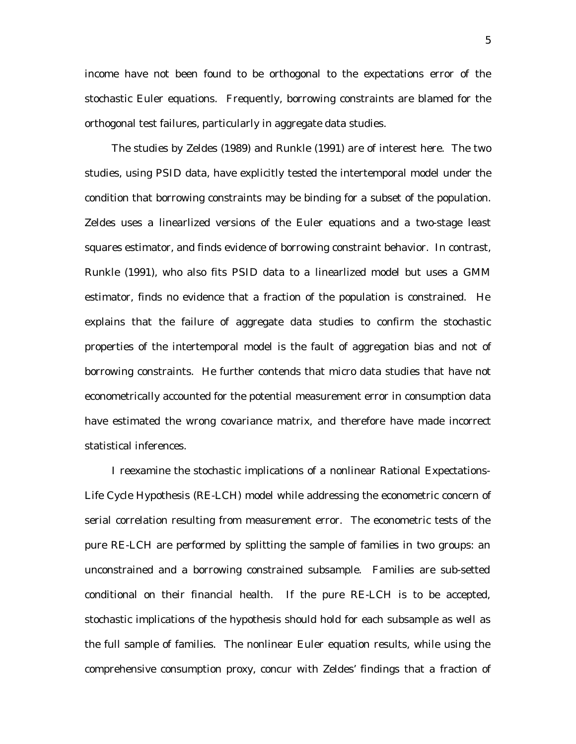income have not been found to be orthogonal to the expectations error of the stochastic Euler equations. Frequently, borrowing constraints are blamed for the orthogonal test failures, particularly in aggregate data studies.

The studies by Zeldes (1989) and Runkle (1991) are of interest here. The two studies, using PSID data, have explicitly tested the intertemporal model under the condition that borrowing constraints may be binding for a subset of the population. Zeldes uses a linearlized versions of the Euler equations and a two-stage least squares estimator, and finds evidence of borrowing constraint behavior. In contrast, Runkle (1991), who also fits PSID data to a linearlized model but uses a GMM estimator, finds no evidence that a fraction of the population is constrained. He explains that the failure of aggregate data studies to confirm the stochastic properties of the intertemporal model is the fault of aggregation bias and not of borrowing constraints. He further contends that micro data studies that have not econometrically accounted for the potential measurement error in consumption data have estimated the wrong covariance matrix, and therefore have made incorrect statistical inferences.

I reexamine the stochastic implications of a nonlinear Rational Expectations-Life Cycle Hypothesis (RE-LCH) model while addressing the econometric concern of serial correlation resulting from measurement error. The econometric tests of the pure RE-LCH are performed by splitting the sample of families in two groups: an unconstrained and a borrowing constrained subsample. Families are sub-setted conditional on their financial health. If the pure RE-LCH is to be accepted, stochastic implications of the hypothesis should hold for each subsample as well as the full sample of families. The nonlinear Euler equation results, while using the comprehensive consumption proxy, concur with Zeldes' findings that a fraction of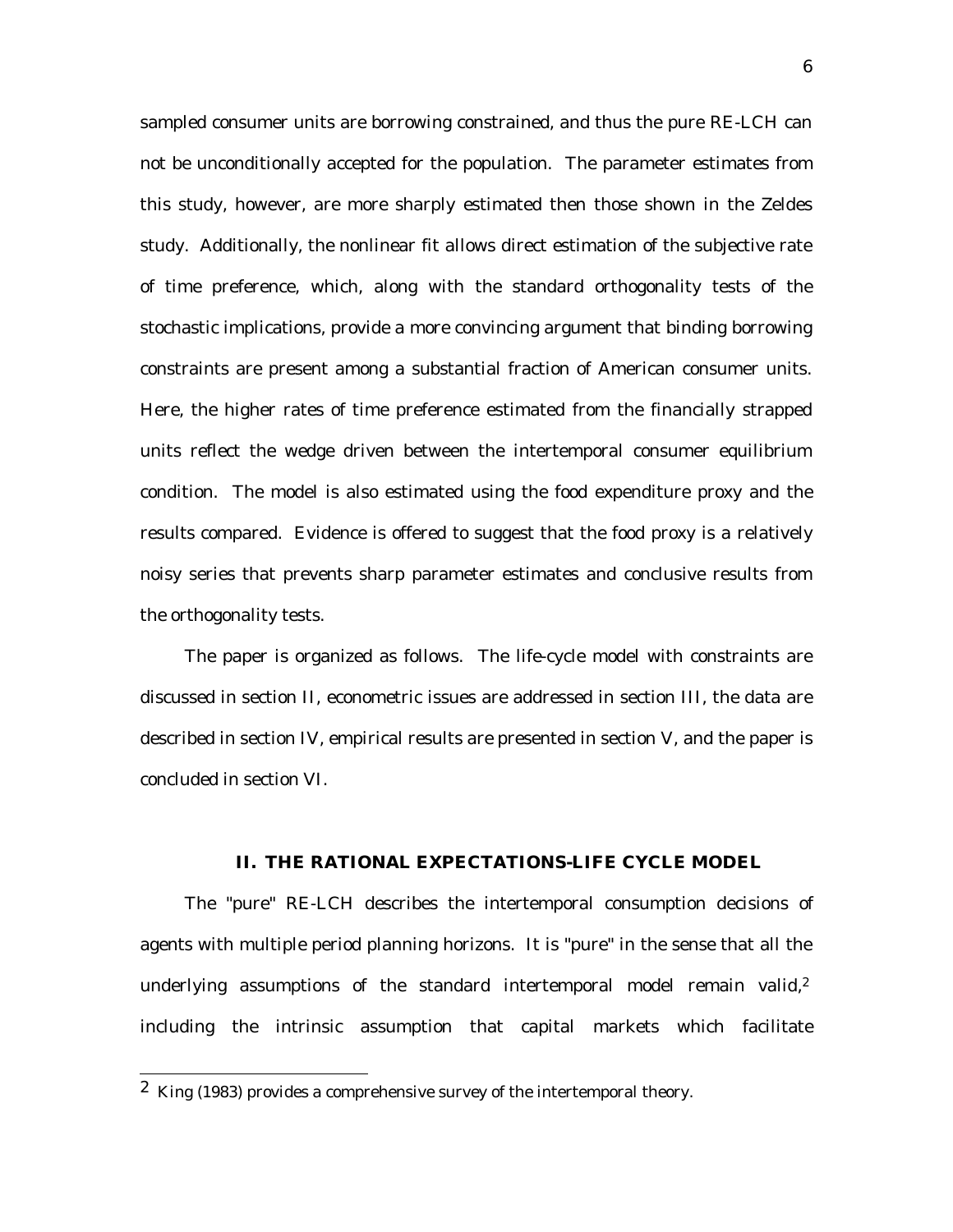sampled consumer units are borrowing constrained, and thus the pure RE-LCH can not be unconditionally accepted for the population. The parameter estimates from this study, however, are more sharply estimated then those shown in the Zeldes study. Additionally, the nonlinear fit allows direct estimation of the subjective rate of time preference, which, along with the standard orthogonality tests of the stochastic implications, provide a more convincing argument that binding borrowing constraints are present among a substantial fraction of American consumer units. Here, the higher rates of time preference estimated from the financially strapped units reflect the wedge driven between the intertemporal consumer equilibrium condition. The model is also estimated using the food expenditure proxy and the results compared. Evidence is offered to suggest that the food proxy is a relatively noisy series that prevents sharp parameter estimates and conclusive results from the orthogonality tests.

The paper is organized as follows. The life-cycle model with constraints are discussed in section II, econometric issues are addressed in section III, the data are described in section IV, empirical results are presented in section V, and the paper is concluded in section VI.

## II. THE RATIONAL EXPECTATIONS-LIFE CYCLE MODEL

The "pure" RE-LCH describes the intertemporal consumption decisions of agents with multiple period planning horizons. It is "pure" in the sense that all the underlying assumptions of the standard intertemporal model remain valid,[2] including the intrinsic assumption that capital markets which facilitate

---

[2] King (1983) provides a comprehensive survey of the intertemporal theory.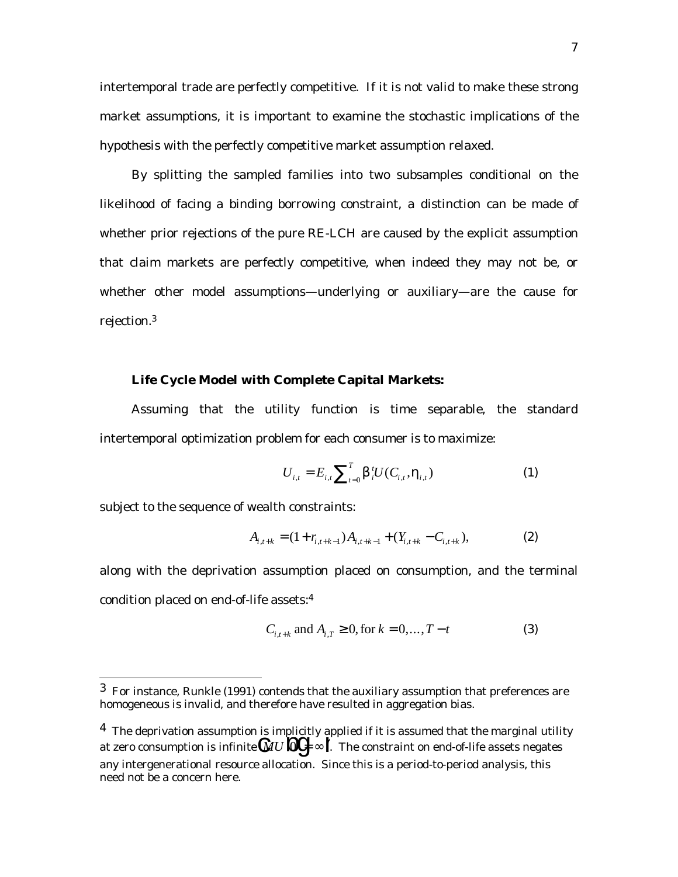intertemporal trade are perfectly competitive. If it is not valid to make these strong market assumptions, it is important to examine the stochastic implications of the hypothesis with the perfectly competitive market assumption relaxed.

By splitting the sampled families into two subsamples conditional on the likelihood of facing a binding borrowing constraint, a distinction can be made of whether prior rejections of the pure RE-LCH are caused by the explicit assumption that claim markets are perfectly competitive, when indeed they may not be, or whether other model assumptions—underlying or auxiliary—are the cause for rejection.[3]

**Life Cycle Model with Complete Capital Markets:**

Assuming that the utility function is time separable, the standard intertemporal optimization problem for each consumer is to maximize:

$$U_{i,t} = E_{i,t} \sum_{t=0}^{T} \beta_i^t U(C_{i,t}, \eta_{i,t}) \tag{1}$$

subject to the sequence of wealth constraints:

$$A_{i,t+k} = (1 + r_{i,t+k-1}) A_{i,t+k-1} + (Y_{i,t+k} - C_{i,t+k}), \tag{2}$$

along with the deprivation assumption placed on consumption, and the terminal condition placed on end-of-life assets:[4]

$$C_{i,t+k} \text{ and } A_{i,T} \geq 0, \text{for } k = 0, \ldots, T - t \tag{3}$$

---

[3] For instance, Runkle (1991) contends that the auxiliary assumption that preferences are homogeneous is invalid, and therefore have resulted in aggregation bias.

[4] The deprivation assumption is implicitly applied if it is assumed that the marginal utility at zero consumption is infinite $\left(MU(0) = \infty\right)$. The constraint on end-of-life assets negates any intergenerational resource allocation. Since this is a period-to-period analysis, this need not be a concern here.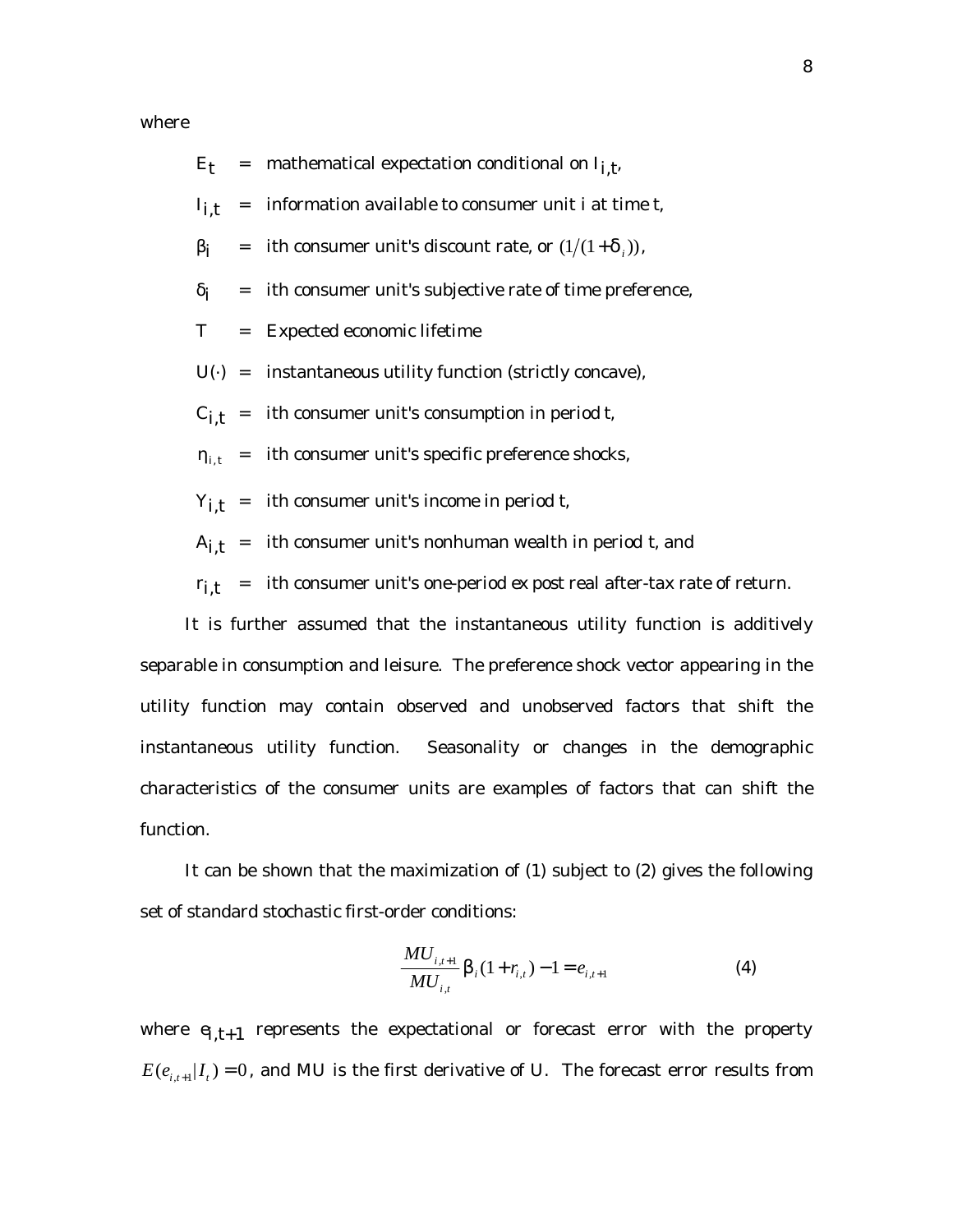where

$E_t$ = mathematical expectation conditional on $I_{i,t}$,

$I_{i,t}$ = information available to consumer unit i at time t,

$\beta_i$ = ith consumer unit's discount rate, or $(1/(1+\delta_i))$,

$\delta_i$ = ith consumer unit's subjective rate of time preference,

$T$ = Expected economic lifetime

$U(\cdot)$ = instantaneous utility function (strictly concave),

$C_{i,t}$ = ith consumer unit's consumption in period t,

$\eta_{i,t}$ = ith consumer unit's specific preference shocks,

$Y_{i,t}$ = ith consumer unit's income in period t,

$A_{i,t}$ = ith consumer unit's nonhuman wealth in period t, and

$r_{i,t}$ = ith consumer unit's one-period ex post real after-tax rate of return.

It is further assumed that the instantaneous utility function is additively separable in consumption and leisure. The preference shock vector appearing in the utility function may contain observed and unobserved factors that shift the instantaneous utility function. Seasonality or changes in the demographic characteristics of the consumer units are examples of factors that can shift the function.

It can be shown that the maximization of (1) subject to (2) gives the following set of standard stochastic first-order conditions:

$$\frac{MU_{i,t+1}}{MU_{i,t}}\beta_i(1+r_{i,t})-1=e_{i,t+1} \qquad (4)$$

where $e_{i,t+1}$ represents the expectational or forecast error with the property $E(e_{i,t+1}|I_t)=0$, and MU is the first derivative of U. The forecast error results from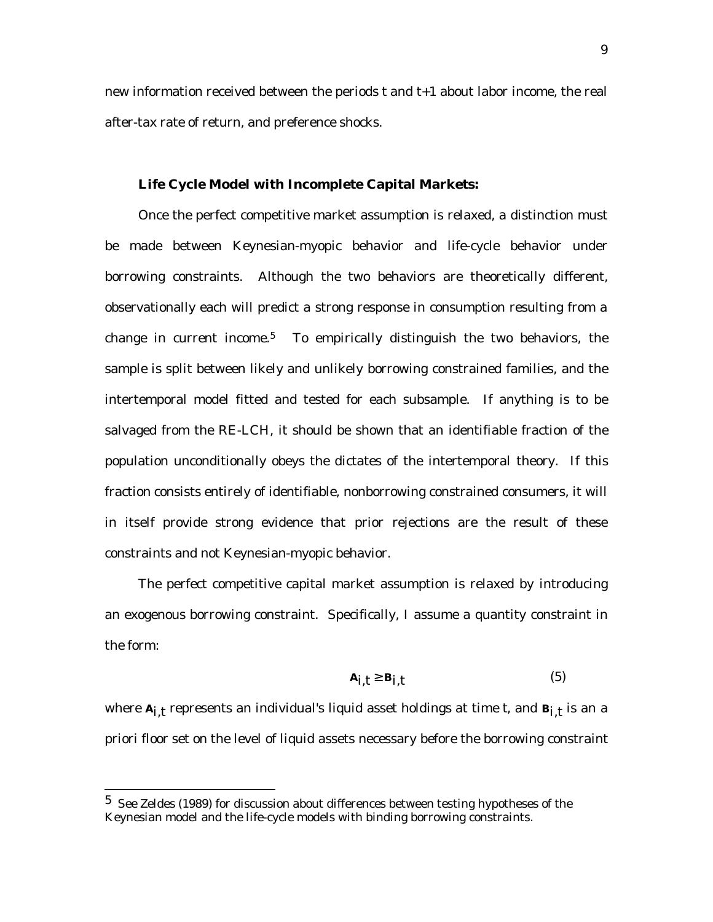new information received between the periods t and t+1 about labor income, the real after-tax rate of return, and preference shocks.

### Life Cycle Model with Incomplete Capital Markets:

Once the perfect competitive market assumption is relaxed, a distinction must be made between Keynesian-myopic behavior and life-cycle behavior under borrowing constraints. Although the two behaviors are theoretically different, observationally each will predict a strong response in consumption resulting from a change in current income.[5] To empirically distinguish the two behaviors, the sample is split between likely and unlikely borrowing constrained families, and the intertemporal model fitted and tested for each subsample. If anything is to be salvaged from the RE-LCH, it should be shown that an identifiable fraction of the population unconditionally obeys the dictates of the intertemporal theory. If this fraction consists entirely of identifiable, nonborrowing constrained consumers, it will in itself provide strong evidence that prior rejections are the result of these constraints and not Keynesian-myopic behavior.

The perfect competitive capital market assumption is relaxed by introducing an exogenous borrowing constraint. Specifically, I assume a quantity constraint in the form:

$$\mathbf{A}_{i,t} \geq \mathbf{B}_{i,t} \tag{5}$$

where $\mathbf{A}_{i,t}$ represents an individual's liquid asset holdings at time t, and $\mathbf{B}_{i,t}$ is an a priori floor set on the level of liquid assets necessary before the borrowing constraint

[5] See Zeldes (1989) for discussion about differences between testing hypotheses of the Keynesian model and the life-cycle models with binding borrowing constraints.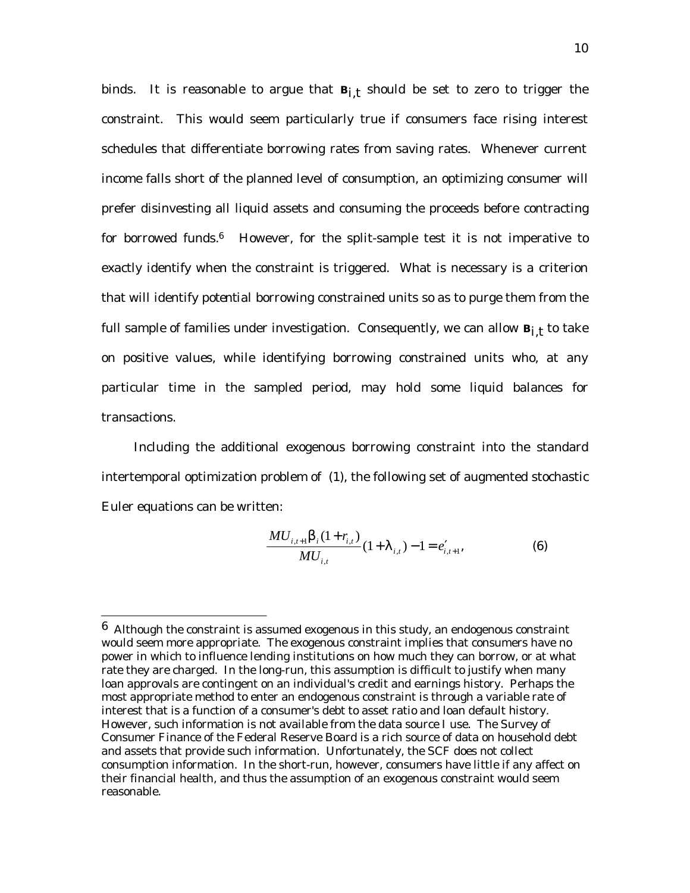binds. It is reasonable to argue that $\mathbf{B}_{i,t}$ should be set to zero to trigger the constraint. This would seem particularly true if consumers face rising interest schedules that differentiate borrowing rates from saving rates. Whenever current income falls short of the planned level of consumption, an optimizing consumer will prefer disinvesting all liquid assets and consuming the proceeds before contracting for borrowed funds.[6] However, for the split-sample test it is not imperative to exactly identify when the constraint is triggered. What is necessary is a criterion that will identify *potential* borrowing constrained units so as to purge them from the full sample of families under investigation. Consequently, we can allow $\mathbf{B}_{i,t}$ to take on positive values, while identifying borrowing constrained units who, at any particular time in the sampled period, may hold some liquid balances for transactions.

Including the additional exogenous borrowing constraint into the standard intertemporal optimization problem of (1), the following set of augmented stochastic Euler equations can be written:

$$\frac{MU_{i,t+1}\beta_i(1+r_{i,t})}{MU_{i,t}}(1+\lambda_{i,t})-1=e'_{i,t+1}, \qquad (6)$$

---

[6] Although the constraint is assumed exogenous in this study, an endogenous constraint would seem more appropriate. The exogenous constraint implies that consumers have no power in which to influence lending institutions on how much they can borrow, or at what rate they are charged. In the long-run, this assumption is difficult to justify when many loan approvals are contingent on an individual's credit and earnings history. Perhaps the most appropriate method to enter an endogenous constraint is through a variable rate of interest that is a function of a consumer's debt to asset ratio and loan default history. However, such information is not available from the data source I use. The Survey of Consumer Finance of the Federal Reserve Board is a rich source of data on household debt and assets that provide such information. Unfortunately, the SCF does not collect consumption information. In the short-run, however, consumers have little if any affect on their financial health, and thus the assumption of an exogenous constraint would seem reasonable.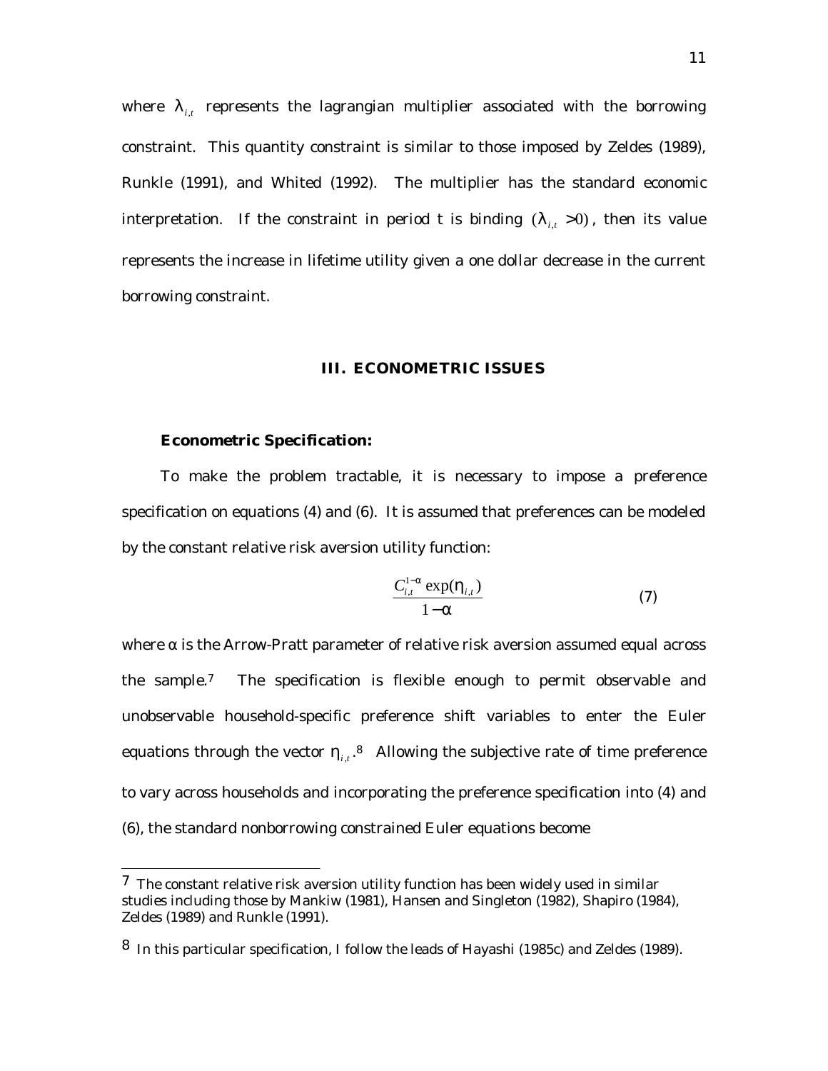where $\lambda_{i,t}$ represents the lagrangian multiplier associated with the borrowing constraint. This quantity constraint is similar to those imposed by Zeldes (1989), Runkle (1991), and Whited (1992). The multiplier has the standard economic interpretation. If the constraint in period t is binding $(\lambda_{i,t} > 0)$, then its value represents the increase in lifetime utility given a one dollar decrease in the current borrowing constraint.

## III. ECONOMETRIC ISSUES

### Econometric Specification:

To make the problem tractable, it is necessary to impose a preference specification on equations (4) and (6). It is assumed that preferences can be modeled by the constant relative risk aversion utility function:

$$\frac{C_{i,t}^{1-\alpha} \exp(\eta_{i,t})}{1-\alpha} \tag{7}$$

where $\alpha$ is the Arrow-Pratt parameter of relative risk aversion assumed equal across the sample.[7] The specification is flexible enough to permit observable and unobservable household-specific preference shift variables to enter the Euler equations through the vector $\eta_{i,t}$.[8] Allowing the subjective rate of time preference to vary across households and incorporating the preference specification into (4) and (6), the standard nonborrowing constrained Euler equations become

---

[7] The constant relative risk aversion utility function has been widely used in similar studies including those by Mankiw (1981), Hansen and Singleton (1982), Shapiro (1984), Zeldes (1989) and Runkle (1991).

[8] In this particular specification, I follow the leads of Hayashi (1985c) and Zeldes (1989).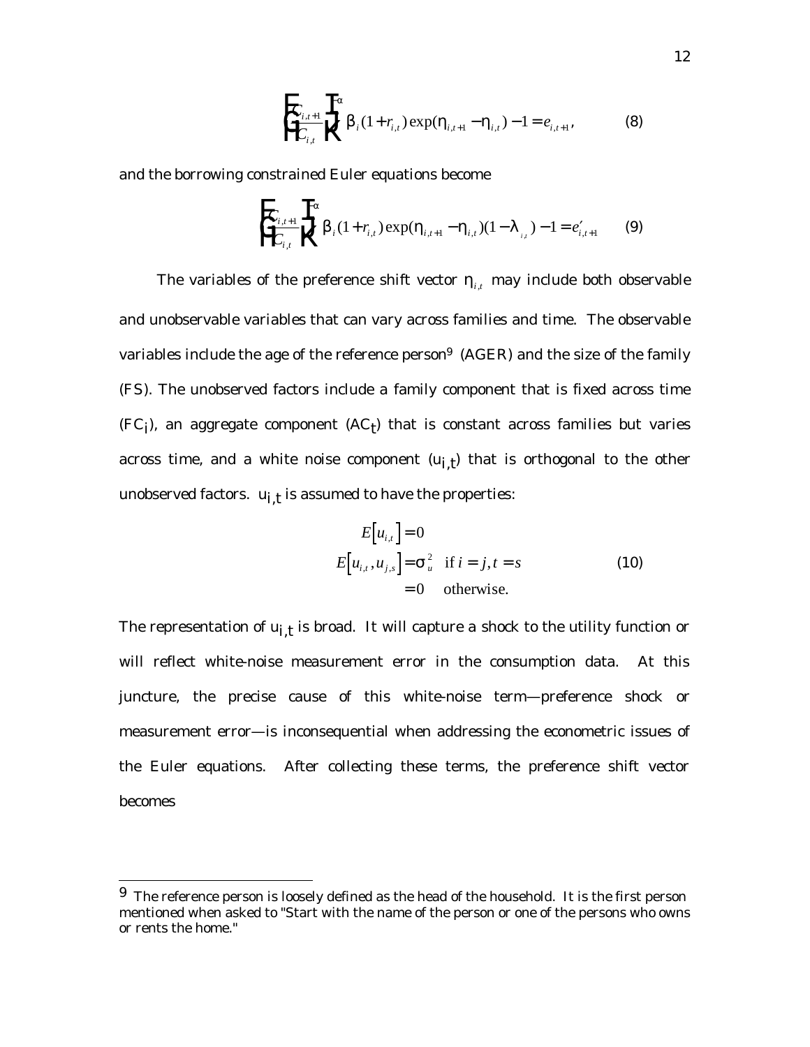$$\left(\frac{C_{i,t+1}}{C_{i,t}}\right)^{\alpha} \beta_i (1+r_{i,t}) \exp(\eta_{i,t+1} - \eta_{i,t}) - 1 = e_{i,t+1}, \tag{8}$$

and the borrowing constrained Euler equations become

$$\left(\frac{C_{i,t+1}}{C_{i,t}}\right)^{\alpha} \beta_i (1+r_{i,t}) \exp(\eta_{i,t+1} - \eta_{i,t})(1-\lambda_{i,t}) - 1 = e'_{i,t+1} \tag{9}$$

The variables of the preference shift vector $\eta_{i,t}$ may include both observable and unobservable variables that can vary across families and time. The observable variables include the age of the reference person[9] (AGER) and the size of the family (FS). The unobserved factors include a family component that is fixed across time ($FC_i$), an aggregate component ($AC_t$) that is constant across families but varies across time, and a white noise component ($u_{i,t}$) that is orthogonal to the other unobserved factors. $u_{i,t}$ is assumed to have the properties:

$$\begin{aligned} E\left[u_{i,t}\right] &= 0 \\ E\left[u_{i,t}, u_{j,s}\right] &= \sigma_u^2 \quad \text{if } i = j, t = s \\ &= 0 \quad \text{otherwise.} \end{aligned} \tag{10}$$

The representation of $u_{i,t}$ is broad. It will capture a shock to the utility function or will reflect white-noise measurement error in the consumption data. At this juncture, the precise cause of this white-noise term—preference shock or measurement error—is inconsequential when addressing the econometric issues of the Euler equations. After collecting these terms, the preference shift vector becomes

---

[9] The reference person is loosely defined as the head of the household. It is the first person mentioned when asked to "Start with the name of the person or one of the persons who owns or rents the home."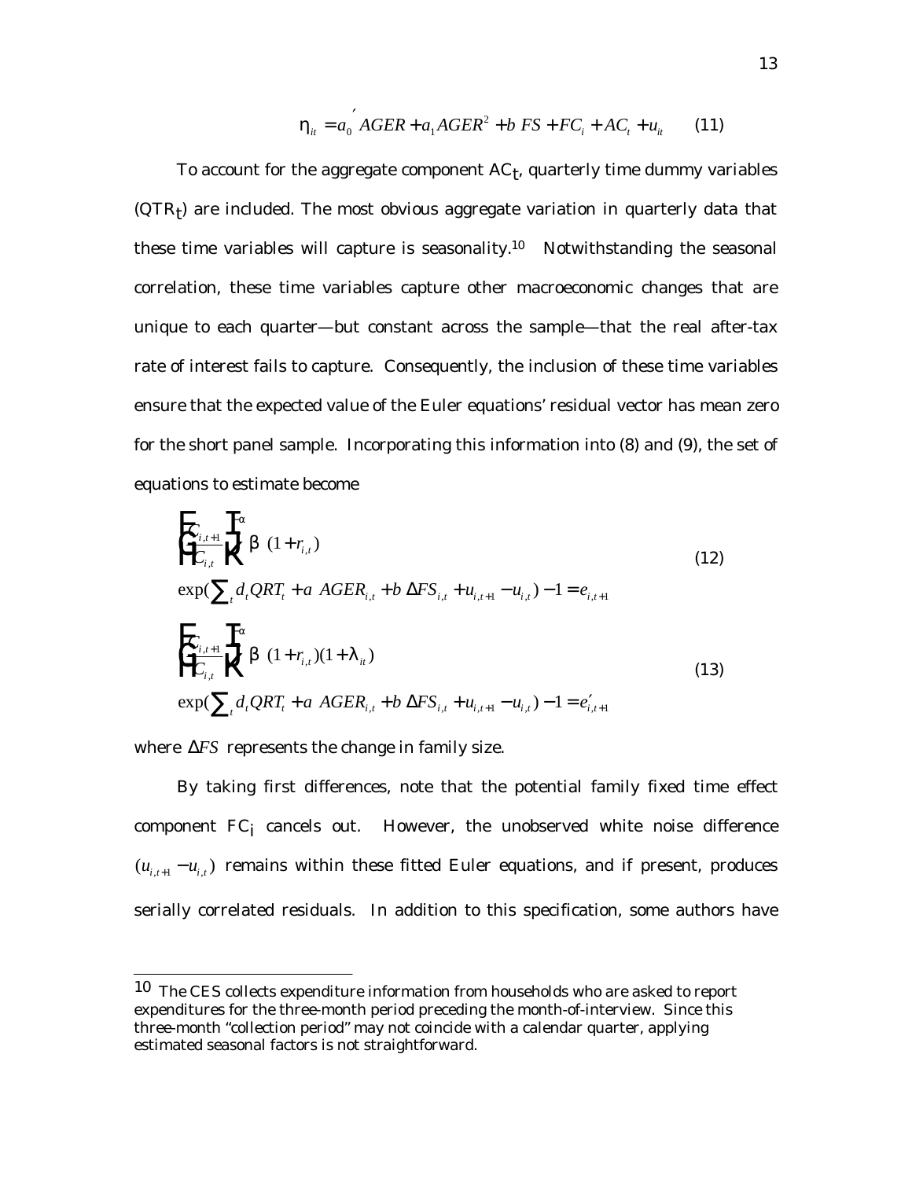$$\eta_{it} = a_0' \, AGER + a_1 AGER^2 + b \, FS + FC_i + AC_t + u_{it} \qquad (11)$$

To account for the aggregate component $AC_t$, quarterly time dummy variables ($QTR_t$) are included. The most obvious aggregate variation in quarterly data that these time variables will capture is seasonality.[10] Notwithstanding the seasonal correlation, these time variables capture other macroeconomic changes that are unique to each quarter—but constant across the sample—that the real after-tax rate of interest fails to capture. Consequently, the inclusion of these time variables ensure that the expected value of the Euler equations' residual vector has mean zero for the short panel sample. Incorporating this information into (8) and (9), the set of equations to estimate become

$$\left(\frac{C_{i,t+1}}{C_{i,t}}\right)^{\alpha} \beta \, (1+r_{i,t}) \exp\left(\sum_t d_t QRT_t + a \, AGER_{i,t} + b \, \Delta FS_{i,t} + u_{i,t+1} - u_{i,t}\right) - 1 = e_{i,t+1} \qquad (12)$$

$$\left(\frac{C_{i,t+1}}{C_{i,t}}\right)^{\alpha} \beta \, (1+r_{i,t})(1+\lambda_{it}) \exp\left(\sum_t d_t QRT_t + a \, AGER_{i,t} + b \, \Delta FS_{i,t} + u_{i,t+1} - u_{i,t}\right) - 1 = e'_{i,t+1} \qquad (13)$$

where $\Delta FS$ represents the change in family size.

By taking first differences, note that the potential family fixed time effect component $FC_i$ cancels out. However, the unobserved white noise difference $(u_{i,t+1} - u_{i,t})$ remains within these fitted Euler equations, and if present, produces serially correlated residuals. In addition to this specification, some authors have

[10] The CES collects expenditure information from households who are asked to report expenditures for the three-month period preceding the month-of-interview. Since this three-month "collection period" may not coincide with a calendar quarter, applying estimated seasonal factors is not straightforward.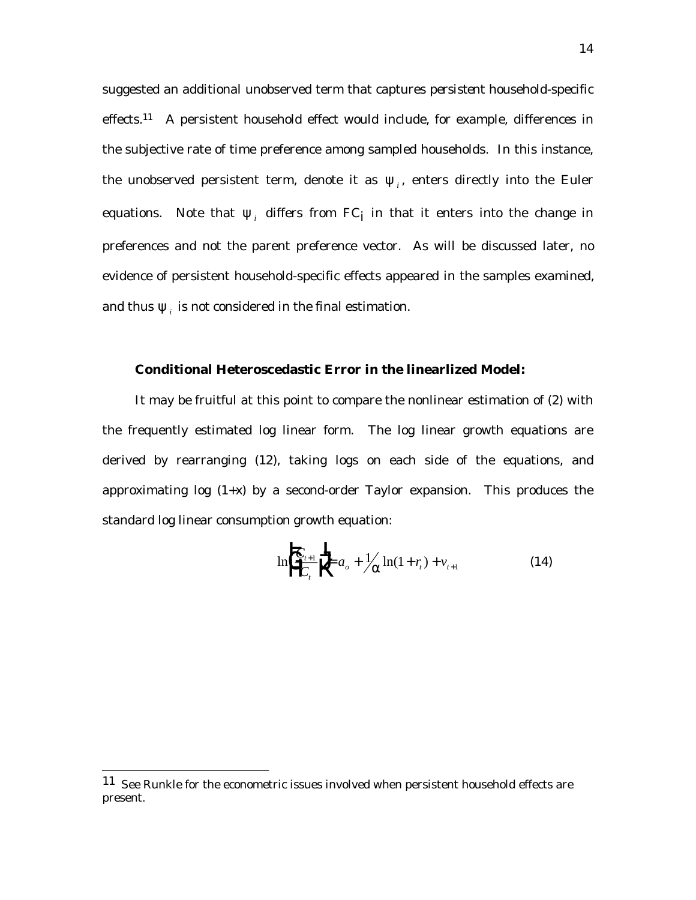suggested an additional unobserved term that captures *persistent* household-specific effects.[11] A persistent household effect would include, for example, differences in the subjective rate of time preference among sampled households. In this instance, the unobserved persistent term, denote it as $\psi_i$, enters directly into the Euler equations. Note that $\psi_i$ differs from $FC_i$ in that it enters into the change in preferences and not the parent preference vector. As will be discussed later, no evidence of persistent household-specific effects appeared in the samples examined, and thus $\psi_i$ is not considered in the final estimation.

**Conditional Heteroscedastic Error in the linearlized Model:**

It may be fruitful at this point to compare the nonlinear estimation of (2) with the frequently estimated log linear form. The log linear growth equations are derived by rearranging (12), taking logs on each side of the equations, and approximating log (1+x) by a second-order Taylor expansion. This produces the standard log linear consumption growth equation:

$$\ln\left(\frac{C_{t+1}}{C_t}\right) = a_o + \frac{1}{\alpha}\ln(1+r_t) + v_{t+1} \qquad (14)$$

---

[11] See Runkle for the econometric issues involved when persistent household effects are present.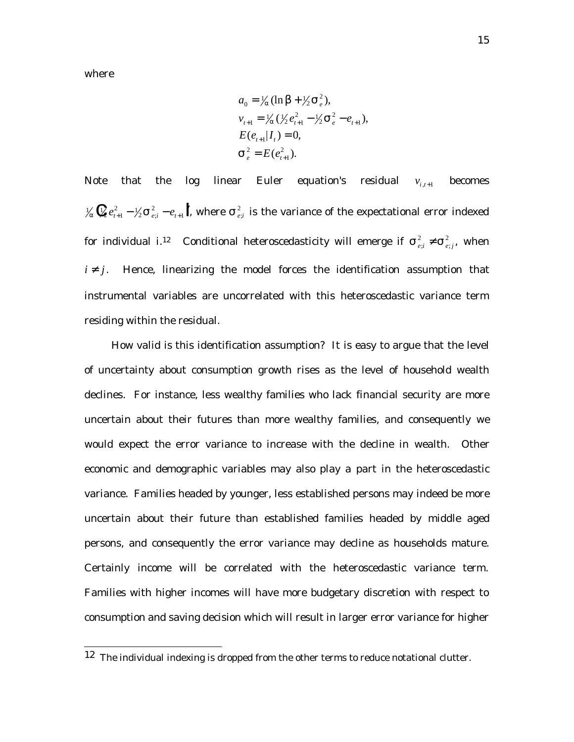where

$$
\begin{aligned}
a_0 &= \tfrac{1}{\alpha}(\ln \beta + \tfrac{1}{2}\sigma_e^2), \\
v_{t+1} &= \tfrac{1}{\alpha}(\tfrac{1}{2}e_{t+1}^2 - \tfrac{1}{2}\sigma_e^2 - e_{t+1}), \\
E(e_{t+1}|I_t) &= 0, \\
\sigma_e^2 &= E(e_{t+1}^2).
\end{aligned}
$$

Note that the log linear Euler equation's residual $v_{i,t+1}$ becomes $\tfrac{1}{\alpha}\left(\tfrac{1}{2}e_{t+1}^2 - \tfrac{1}{2}\sigma_{e;i}^2 - e_{t+1}\right)$, where $\sigma_{e;i}^2$ is the variance of the expectational error indexed for individual i.[12] Conditional heteroscedasticity will emerge if $\sigma_{e;i}^2 \neq \sigma_{e;j}^2$, when $i \neq j$. Hence, linearizing the model forces the identification assumption that instrumental variables are uncorrelated with this heteroscedastic variance term residing within the residual.

How valid is this identification assumption? It is easy to argue that the level of uncertainty about consumption growth rises as the level of household wealth declines. For instance, less wealthy families who lack financial security are more uncertain about their futures than more wealthy families, and consequently we would expect the error variance to increase with the decline in wealth. Other economic and demographic variables may also play a part in the heteroscedastic variance. Families headed by younger, less established persons may indeed be more uncertain about their future than established families headed by middle aged persons, and consequently the error variance may decline as households mature. Certainly income will be correlated with the heteroscedastic variance term. Families with higher incomes will have more budgetary discretion with respect to consumption and saving decision which will result in larger error variance for higher

---

[12] The individual indexing is dropped from the other terms to reduce notational clutter.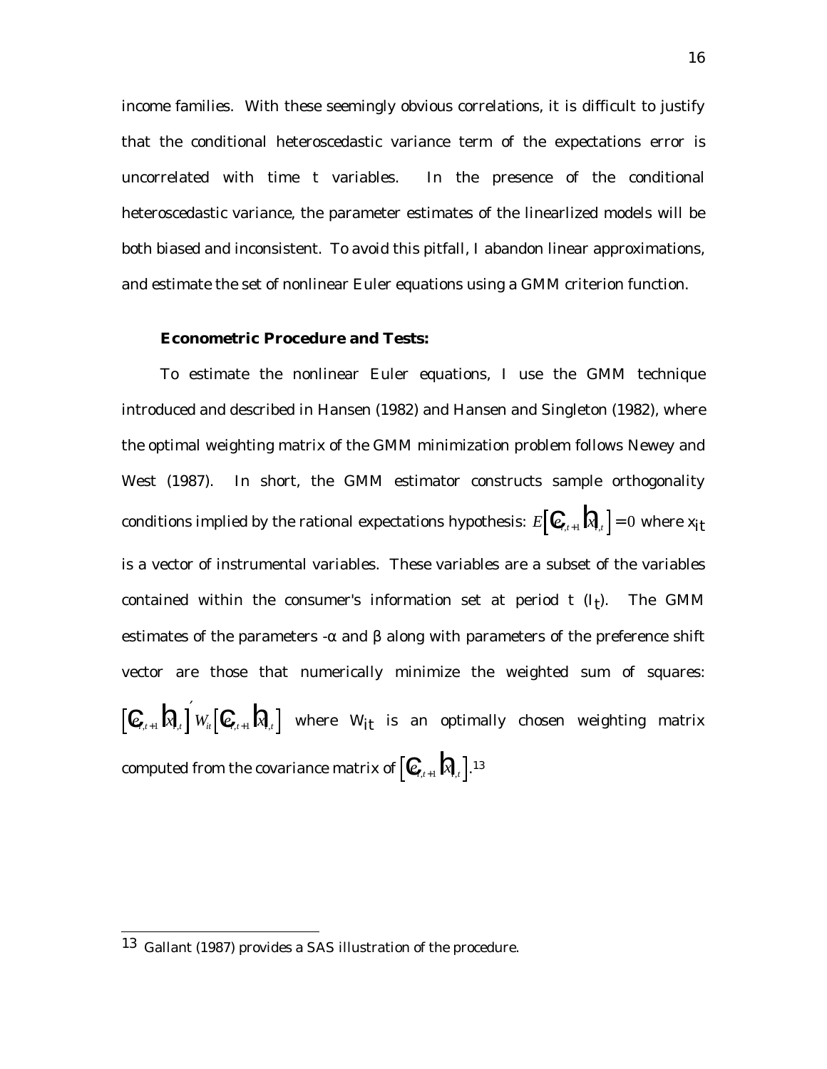income families. With these seemingly obvious correlations, it is difficult to justify that the conditional heteroscedastic variance term of the expectations error is uncorrelated with time t variables. In the presence of the conditional heteroscedastic variance, the parameter estimates of the linearlized models will be both biased and inconsistent. To avoid this pitfall, I abandon linear approximations, and estimate the set of nonlinear Euler equations using a GMM criterion function.

**Econometric Procedure and Tests:**

To estimate the nonlinear Euler equations, I use the GMM technique introduced and described in Hansen (1982) and Hansen and Singleton (1982), where the optimal weighting matrix of the GMM minimization problem follows Newey and West (1987). In short, the GMM estimator constructs sample orthogonality conditions implied by the rational expectations hypothesis: $E\left[\left(e_{i,t+1}\right)\left(x_{i,t}\right)\right]=0$ where $x_{it}$ is a vector of instrumental variables. These variables are a subset of the variables contained within the consumer's information set at period t ($I_t$). The GMM estimates of the parameters -$\alpha$ and $\beta$ along with parameters of the preference shift vector are those that numerically minimize the weighted sum of squares: $\left[\left(e_{i,t+1}\right)\left(x_{i,t}\right)\right]' W_{it}\left[\left(e_{i,t+1}\right)\left(x_{i,t}\right)\right]$ where $W_{it}$ is an optimally chosen weighting matrix computed from the covariance matrix of $\left[\left(e_{i,t+1}\right)\left(x_{i,t}\right)\right]$.[13]

[13] Gallant (1987) provides a SAS illustration of the procedure.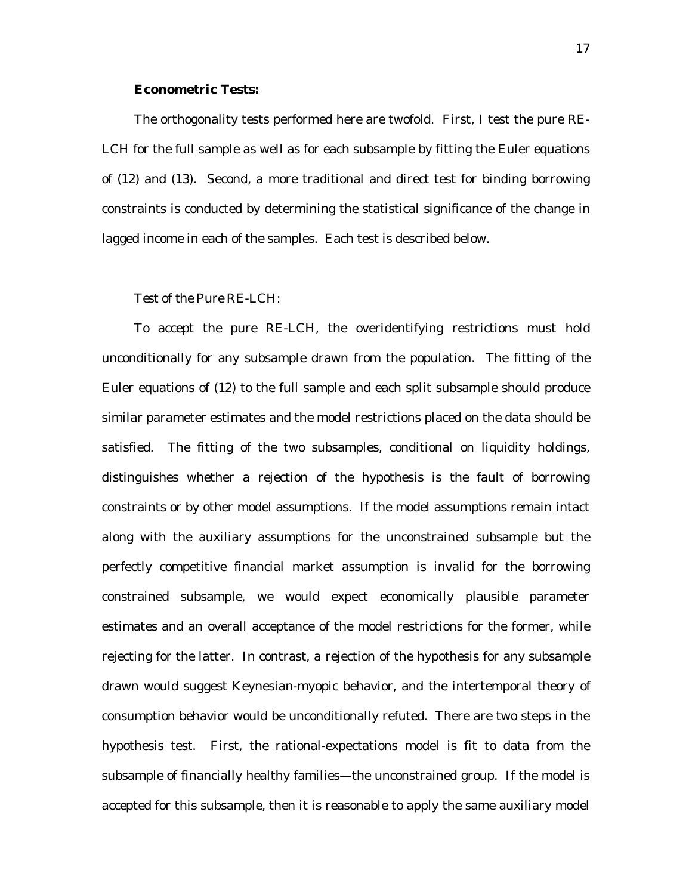**Econometric Tests:**

The orthogonality tests performed here are twofold. First, I test the pure RE-LCH for the full sample as well as for each subsample by fitting the Euler equations of (12) and (13). Second, a more traditional and direct test for binding borrowing constraints is conducted by determining the statistical significance of the change in lagged income in each of the samples. Each test is described below.

*Test of the Pure RE-LCH:*

To accept the pure RE-LCH, the overidentifying restrictions must hold unconditionally for any subsample drawn from the population. The fitting of the Euler equations of (12) to the full sample and each split subsample should produce similar parameter estimates and the model restrictions placed on the data should be satisfied. The fitting of the two subsamples, conditional on liquidity holdings, distinguishes whether a rejection of the hypothesis is the fault of borrowing constraints or by other model assumptions. If the model assumptions remain intact along with the auxiliary assumptions for the unconstrained subsample but the perfectly competitive financial market assumption is invalid for the borrowing constrained subsample, we would expect economically plausible parameter estimates and an overall acceptance of the model restrictions for the former, while rejecting for the latter. In contrast, a rejection of the hypothesis for any subsample drawn would suggest Keynesian-myopic behavior, and the intertemporal theory of consumption behavior would be unconditionally refuted. There are two steps in the hypothesis test. First, the rational-expectations model is fit to data from the subsample of financially healthy families—the unconstrained group. If the model is accepted for this subsample, then it is reasonable to apply the same auxiliary model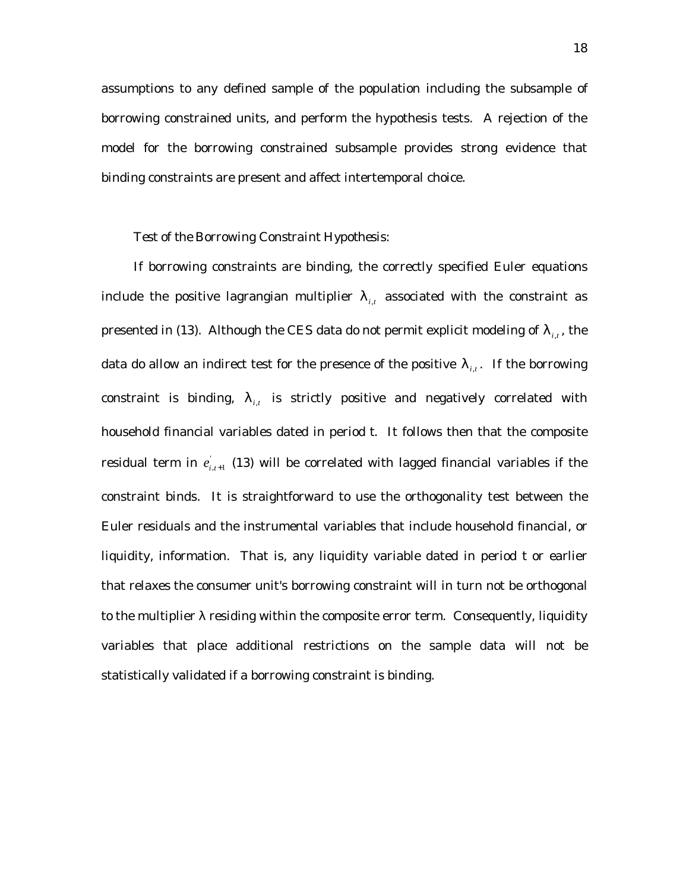assumptions to any defined sample of the population including the subsample of borrowing constrained units, and perform the hypothesis tests. A rejection of the model for the borrowing constrained subsample provides strong evidence that binding constraints are present and affect intertemporal choice.

*Test of the Borrowing Constraint Hypothesis:*

If borrowing constraints are binding, the correctly specified Euler equations include the positive lagrangian multiplier $\lambda_{i,t}$ associated with the constraint as presented in (13). Although the CES data do not permit explicit modeling of $\lambda_{i,t}$, the data do allow an indirect test for the presence of the positive $\lambda_{i,t}$. If the borrowing constraint is binding, $\lambda_{i,t}$ is strictly positive and negatively correlated with household financial variables dated in period t. It follows then that the composite residual term in $e^{'}_{i,t+1}$ (13) will be correlated with lagged financial variables if the constraint binds. It is straightforward to use the orthogonality test between the Euler residuals and the instrumental variables that include household financial, or liquidity, information. That is, any liquidity variable dated in period t or earlier that relaxes the consumer unit's borrowing constraint will in turn not be orthogonal to the multiplier $\lambda$ residing within the composite error term. Consequently, liquidity variables that place additional restrictions on the sample data will not be statistically validated if a borrowing constraint is binding.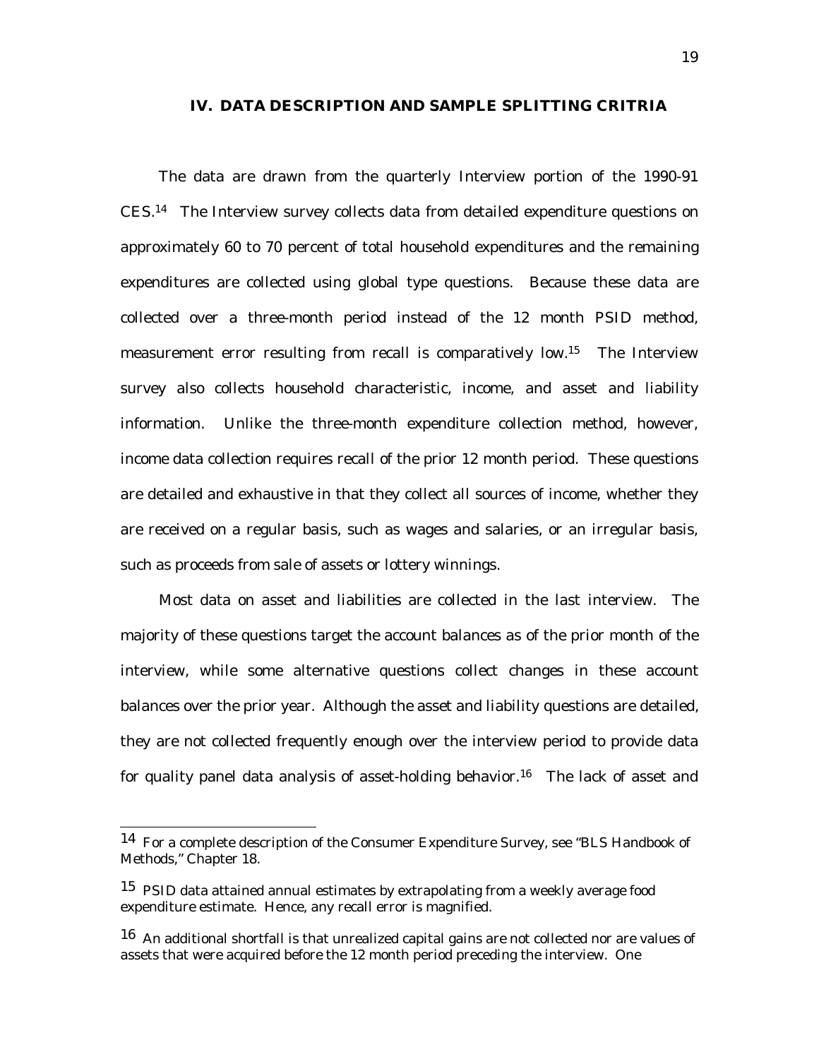## IV. DATA DESCRIPTION AND SAMPLE SPLITTING CRITRIA

The data are drawn from the quarterly Interview portion of the 1990-91 CES.[14] The Interview survey collects data from detailed expenditure questions on approximately 60 to 70 percent of total household expenditures and the remaining expenditures are collected using global type questions. Because these data are collected over a three-month period instead of the 12 month PSID method, measurement error resulting from recall is comparatively low.[15] The Interview survey also collects household characteristic, income, and asset and liability information. Unlike the three-month expenditure collection method, however, income data collection requires recall of the prior 12 month period. These questions are detailed and exhaustive in that they collect all sources of income, whether they are received on a regular basis, such as wages and salaries, or an irregular basis, such as proceeds from sale of assets or lottery winnings.

Most data on asset and liabilities are collected in the last interview. The majority of these questions target the account balances as of the prior month of the interview, while some alternative questions collect changes in these account balances over the prior year. Although the asset and liability questions are detailed, they are not collected frequently enough over the interview period to provide data for quality panel data analysis of asset-holding behavior.[16] The lack of asset and

---

[14] For a complete description of the Consumer Expenditure Survey, see "BLS Handbook of Methods," Chapter 18.

[15] PSID data attained annual estimates by extrapolating from a weekly average food expenditure estimate. Hence, any recall error is magnified.

[16] An additional shortfall is that unrealized capital gains are not collected nor are values of assets that were acquired before the 12 month period preceding the interview. One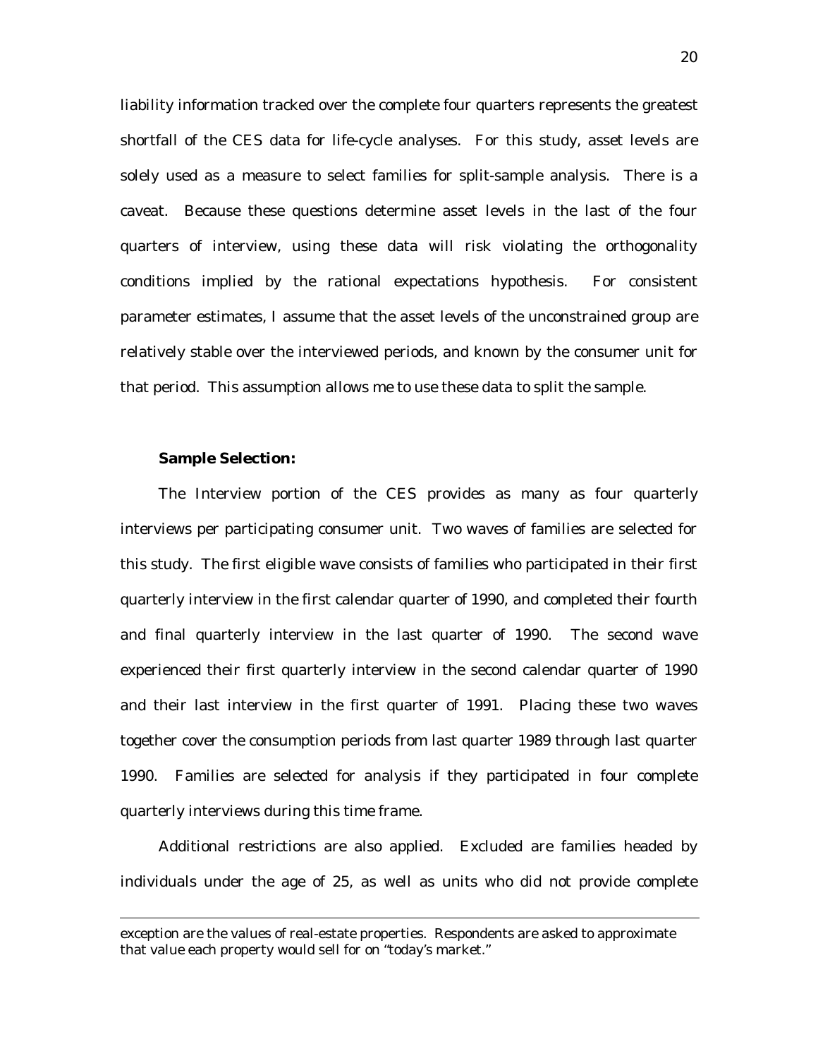liability information tracked over the complete four quarters represents the greatest shortfall of the CES data for life-cycle analyses. For this study, asset levels are solely used as a measure to select families for split-sample analysis. There is a caveat. Because these questions determine asset levels in the last of the four quarters of interview, using these data will risk violating the orthogonality conditions implied by the rational expectations hypothesis. For consistent parameter estimates, I assume that the asset levels of the unconstrained group are relatively stable over the interviewed periods, and known by the consumer unit for that period. This assumption allows me to use these data to split the sample.

**Sample Selection:**

The Interview portion of the CES provides as many as four quarterly interviews per participating consumer unit. Two waves of families are selected for this study. The first eligible wave consists of families who participated in their first quarterly interview in the first calendar quarter of 1990, and completed their fourth and final quarterly interview in the last quarter of 1990. The second wave experienced their first quarterly interview in the second calendar quarter of 1990 and their last interview in the first quarter of 1991. Placing these two waves together cover the consumption periods from last quarter 1989 through last quarter 1990. Families are selected for analysis if they participated in four complete quarterly interviews during this time frame.

Additional restrictions are also applied. Excluded are families headed by individuals under the age of 25, as well as units who did not provide complete

---

exception are the values of real-estate properties. Respondents are asked to approximate that value each property would sell for on "today's market."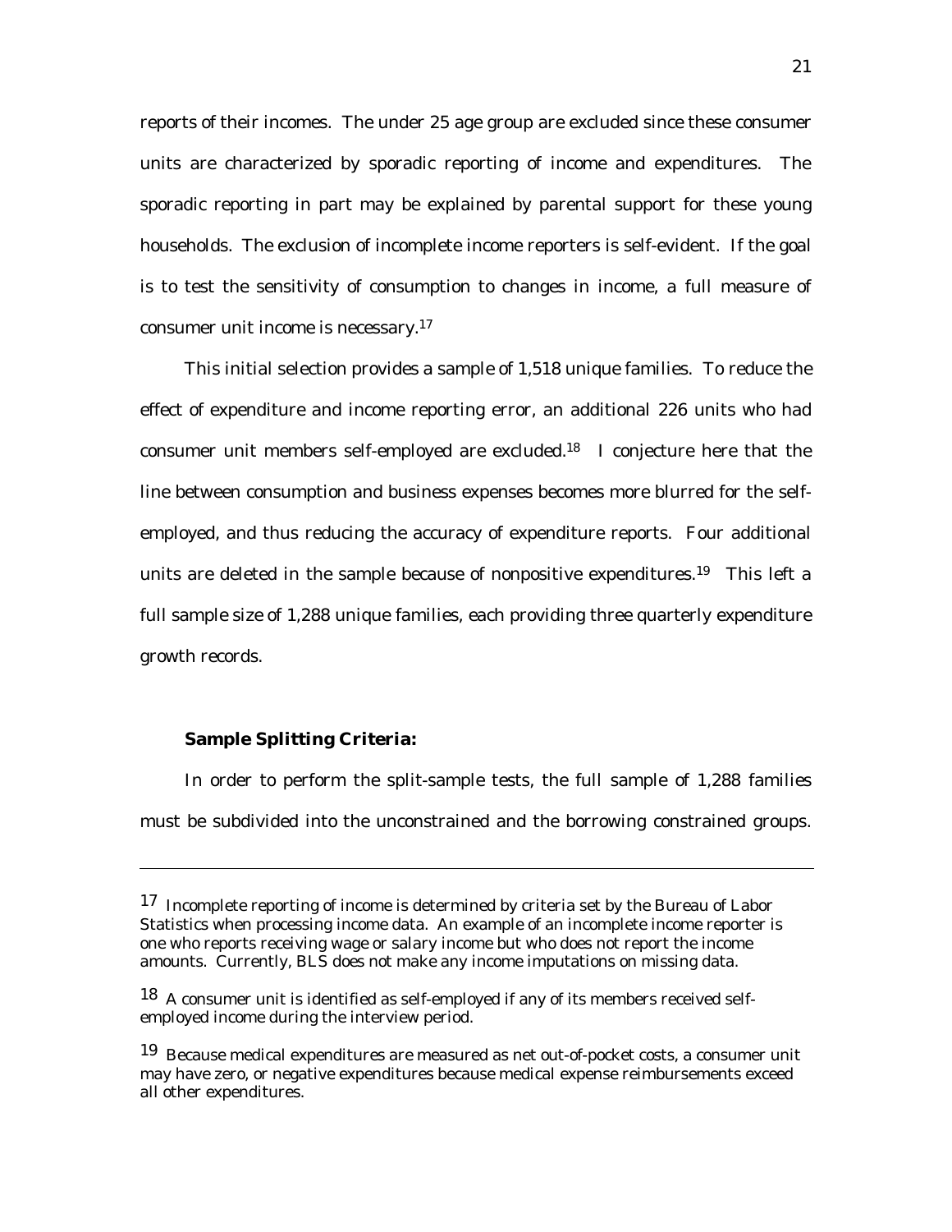reports of their incomes. The under 25 age group are excluded since these consumer units are characterized by sporadic reporting of income and expenditures. The sporadic reporting in part may be explained by parental support for these young households. The exclusion of incomplete income reporters is self-evident. If the goal is to test the sensitivity of consumption to changes in income, a full measure of consumer unit income is necessary.[17]

This initial selection provides a sample of 1,518 unique families. To reduce the effect of expenditure and income reporting error, an additional 226 units who had consumer unit members self-employed are excluded.[18] I conjecture here that the line between consumption and business expenses becomes more blurred for the self-employed, and thus reducing the accuracy of expenditure reports. Four additional units are deleted in the sample because of nonpositive expenditures.[19] This left a full sample size of 1,288 unique families, each providing three quarterly expenditure growth records.

**Sample Splitting Criteria:**

In order to perform the split-sample tests, the full sample of 1,288 families must be subdivided into the unconstrained and the borrowing constrained groups.

---

[17] Incomplete reporting of income is determined by criteria set by the Bureau of Labor Statistics when processing income data. An example of an incomplete income reporter is one who reports receiving wage or salary income but who does not report the income amounts. Currently, BLS does not make any income imputations on missing data.

[18] A consumer unit is identified as self-employed if any of its members received self-employed income during the interview period.

[19] Because medical expenditures are measured as net out-of-pocket costs, a consumer unit may have zero, or negative expenditures because medical expense reimbursements exceed all other expenditures.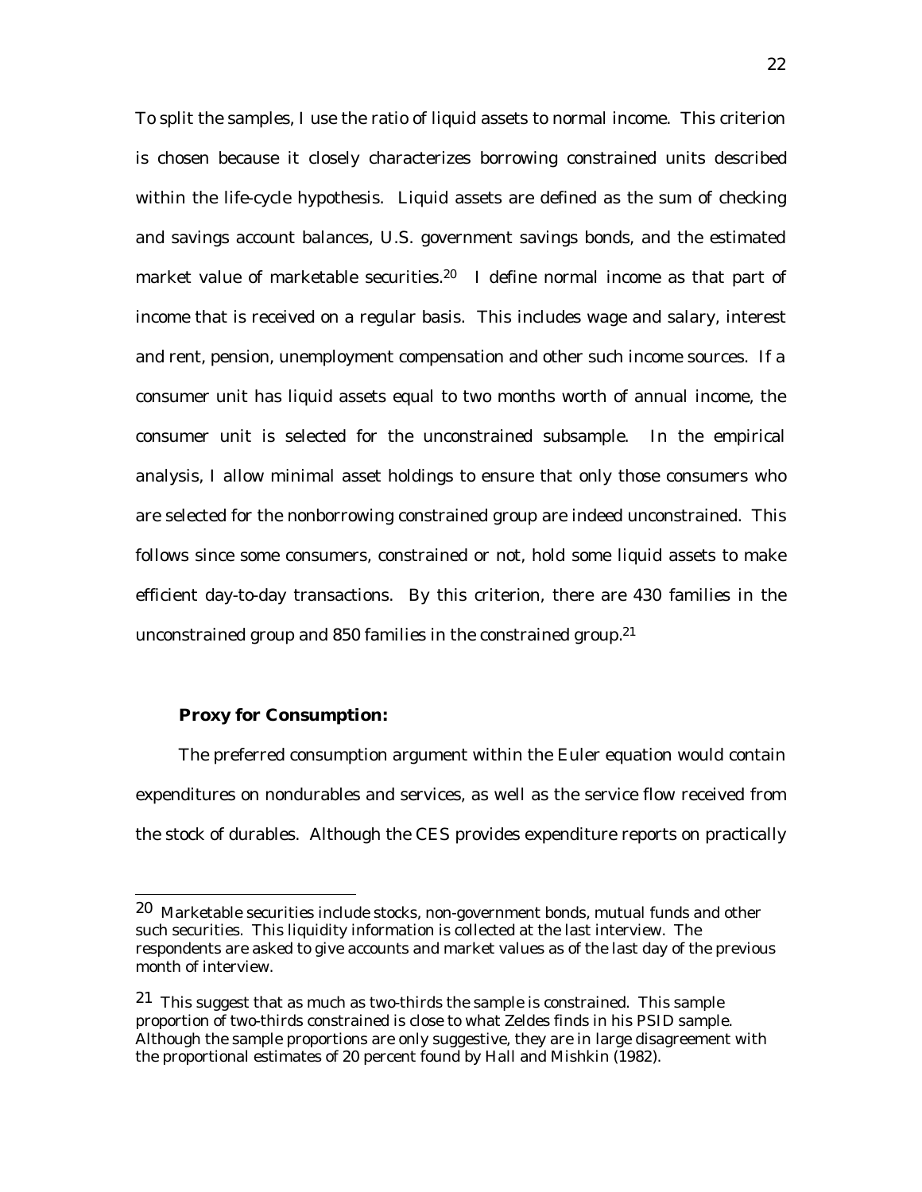To split the samples, I use the ratio of liquid assets to normal income. This criterion is chosen because it closely characterizes borrowing constrained units described within the life-cycle hypothesis. Liquid assets are defined as the sum of checking and savings account balances, U.S. government savings bonds, and the estimated market value of marketable securities.[20] I define normal income as that part of income that is received on a regular basis. This includes wage and salary, interest and rent, pension, unemployment compensation and other such income sources. If a consumer unit has liquid assets equal to two months worth of annual income, the consumer unit is selected for the unconstrained subsample. In the empirical analysis, I allow minimal asset holdings to ensure that only those consumers who are selected for the nonborrowing constrained group are indeed unconstrained. This follows since some consumers, constrained or not, hold some liquid assets to make efficient day-to-day transactions. By this criterion, there are 430 families in the unconstrained group and 850 families in the constrained group.[21]

**Proxy for Consumption:**

The preferred consumption argument within the Euler equation would contain expenditures on nondurables and services, as well as the service flow received from the stock of durables. Although the CES provides expenditure reports on practically

---

[20] Marketable securities include stocks, non-government bonds, mutual funds and other such securities. This liquidity information is collected at the last interview. The respondents are asked to give accounts and market values as of the last day of the previous month of interview.

[21] This suggest that as much as two-thirds the sample is constrained. This sample proportion of two-thirds constrained is close to what Zeldes finds in his PSID sample. Although the sample proportions are only suggestive, they are in large disagreement with the proportional estimates of 20 percent found by Hall and Mishkin (1982).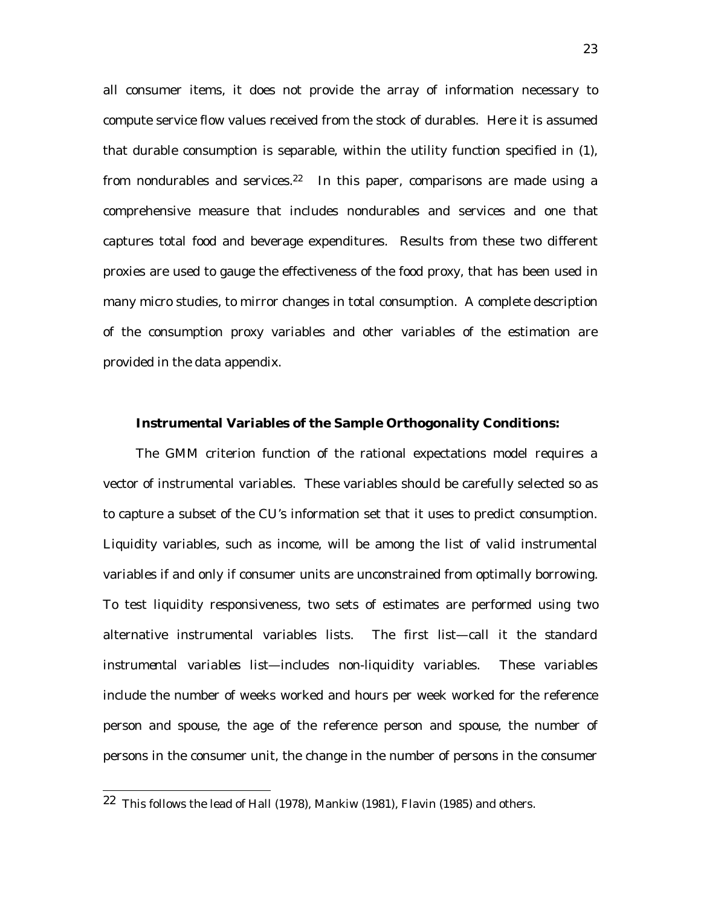all consumer items, it does not provide the array of information necessary to compute service flow values received from the stock of durables. Here it is assumed that durable consumption is separable, within the utility function specified in (1), from nondurables and services.[22] In this paper, comparisons are made using a comprehensive measure that includes nondurables and services and one that captures total food and beverage expenditures. Results from these two different proxies are used to gauge the effectiveness of the food proxy, that has been used in many micro studies, to mirror changes in total consumption. A complete description of the consumption proxy variables and other variables of the estimation are provided in the data appendix.

**Instrumental Variables of the Sample Orthogonality Conditions:**

The GMM criterion function of the rational expectations model requires a vector of instrumental variables. These variables should be carefully selected so as to capture a subset of the CU's information set that it uses to predict consumption. Liquidity variables, such as income, will be among the list of valid instrumental variables if and only if consumer units are unconstrained from optimally borrowing. To test liquidity responsiveness, two sets of estimates are performed using two alternative instrumental variables lists. The first list—call it the *standard instrumental variables list*—includes non-liquidity variables. These variables include the number of weeks worked and hours per week worked for the reference person and spouse, the age of the reference person and spouse, the number of persons in the consumer unit, the change in the number of persons in the consumer

---

[22] This follows the lead of Hall (1978), Mankiw (1981), Flavin (1985) and others.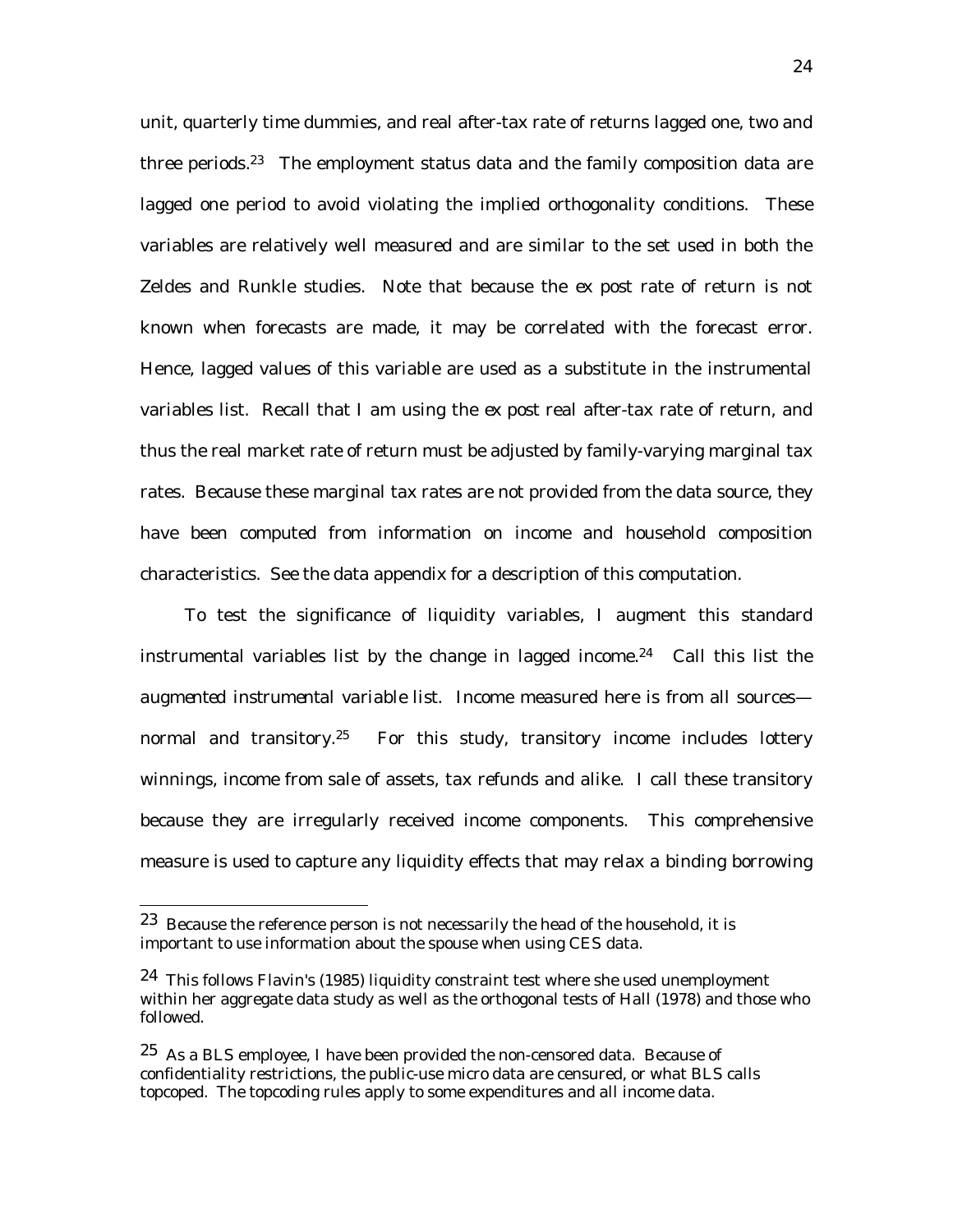unit, quarterly time dummies, and real after-tax rate of returns lagged one, two and three periods.[23] The employment status data and the family composition data are lagged one period to avoid violating the implied orthogonality conditions. These variables are relatively well measured and are similar to the set used in both the Zeldes and Runkle studies. Note that because the *ex post* rate of return is not known when forecasts are made, it may be correlated with the forecast error. Hence, lagged values of this variable are used as a substitute in the instrumental variables list. Recall that I am using the *ex post* real after-tax rate of return, and thus the real market rate of return must be adjusted by family-varying marginal tax rates. Because these marginal tax rates are not provided from the data source, they have been computed from information on income and household composition characteristics. See the data appendix for a description of this computation.

To test the significance of liquidity variables, I augment this standard instrumental variables list by the change in lagged income.[24] Call this list the *augmented instrumental variable list*. Income measured here is from all sources—normal and transitory.[25] For this study, transitory income includes lottery winnings, income from sale of assets, tax refunds and alike. I call these transitory because they are irregularly received income components. This comprehensive measure is used to capture any liquidity effects that may relax a binding borrowing

---

[23] Because the reference person is not necessarily the head of the household, it is important to use information about the spouse when using CES data.

[24] This follows Flavin's (1985) liquidity constraint test where she used unemployment within her aggregate data study as well as the orthogonal tests of Hall (1978) and those who followed.

[25] As a BLS employee, I have been provided the non-censored data. Because of confidentiality restrictions, the public-use micro data are censured, or what BLS calls topcoped. The topcoding rules apply to some expenditures and all income data.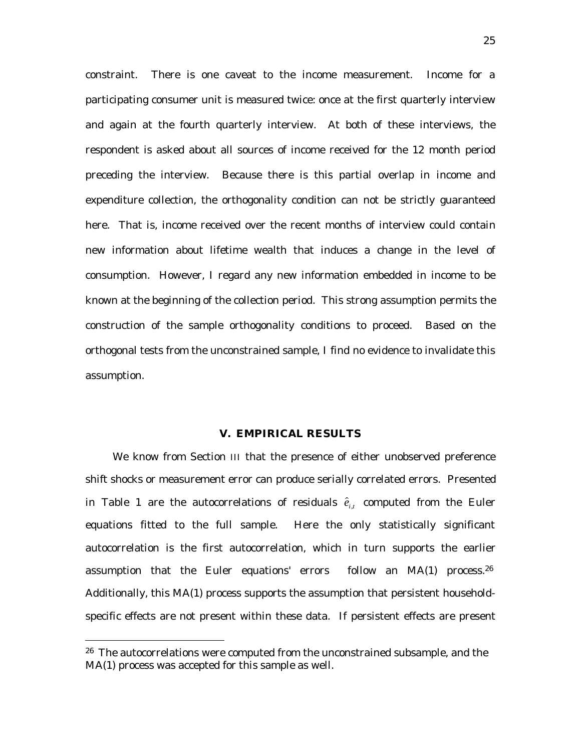constraint. There is one caveat to the income measurement. Income for a participating consumer unit is measured twice: once at the first quarterly interview and again at the fourth quarterly interview. At both of these interviews, the respondent is asked about all sources of income received for the 12 month period preceding the interview. Because there is this partial overlap in income and expenditure collection, the orthogonality condition can not be strictly guaranteed here. That is, income received over the recent months of interview could contain new information about lifetime wealth that induces a change in the level of consumption. However, I regard any new information embedded in income to be known at the beginning of the collection period. This strong assumption permits the construction of the sample orthogonality conditions to proceed. Based on the orthogonal tests from the unconstrained sample, I find no evidence to invalidate this assumption.

## V. EMPIRICAL RESULTS

We know from Section III that the presence of either unobserved preference shift shocks or measurement error can produce serially correlated errors. Presented in Table 1 are the autocorrelations of residuals $\hat{e}_{i,t}$ computed from the Euler equations fitted to the full sample. Here the only statistically significant autocorrelation is the first autocorrelation, which in turn supports the earlier assumption that the Euler equations' errors follow an MA(1) process.[26] Additionally, this MA(1) process supports the assumption that persistent household-specific effects are not present within these data. If persistent effects are present

[26] The autocorrelations were computed from the unconstrained subsample, and the MA(1) process was accepted for this sample as well.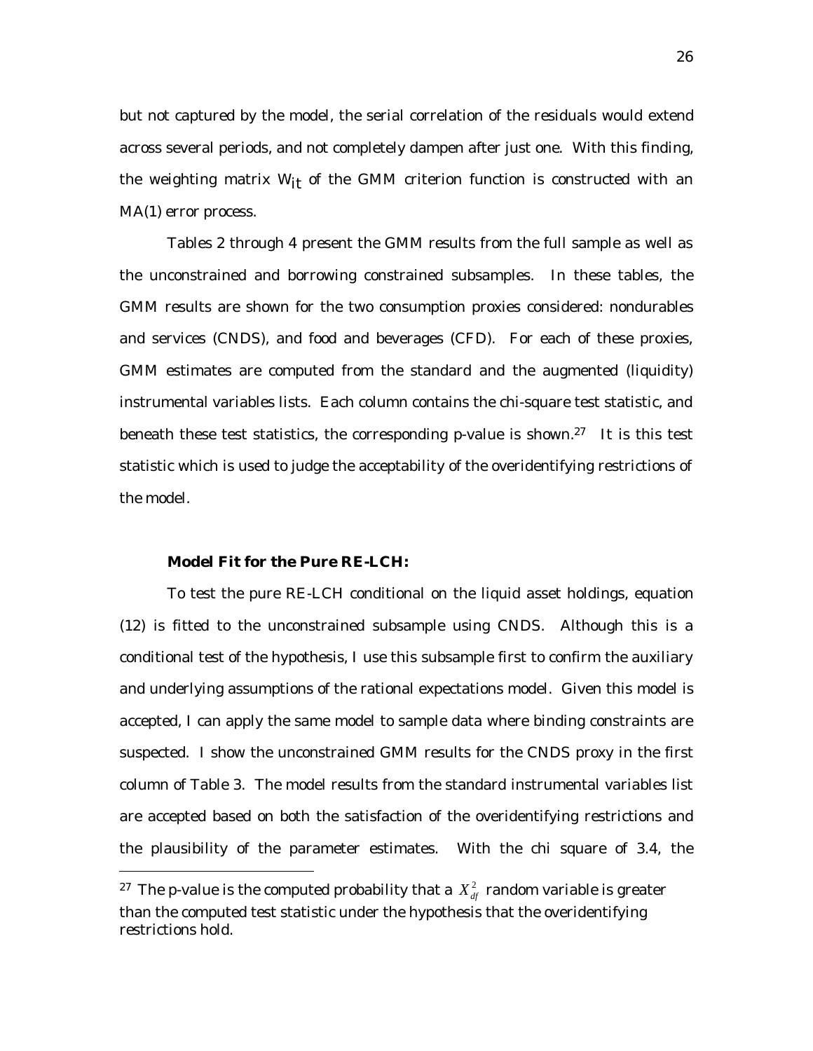but not captured by the model, the serial correlation of the residuals would extend across several periods, and not completely dampen after just one. With this finding, the weighting matrix $W_{it}$ of the GMM criterion function is constructed with an MA(1) error process.

Tables 2 through 4 present the GMM results from the full sample as well as the unconstrained and borrowing constrained subsamples. In these tables, the GMM results are shown for the two consumption proxies considered: nondurables and services (CNDS), and food and beverages (CFD). For each of these proxies, GMM estimates are computed from the standard and the augmented (liquidity) instrumental variables lists. Each column contains the chi-square test statistic, and beneath these test statistics, the corresponding p-value is shown.[27] It is this test statistic which is used to judge the acceptability of the overidentifying restrictions of the model.

**Model Fit for the Pure RE-LCH:**

To test the pure RE-LCH conditional on the liquid asset holdings, equation (12) is fitted to the unconstrained subsample using CNDS. Although this is a conditional test of the hypothesis, I use this subsample first to confirm the auxiliary and underlying assumptions of the rational expectations model. Given this model is accepted, I can apply the same model to sample data where binding constraints are suspected. I show the unconstrained GMM results for the CNDS proxy in the first column of Table 3. The model results from the standard instrumental variables list are accepted based on both the satisfaction of the overidentifying restrictions and the plausibility of the parameter estimates. With the chi square of 3.4, the

[27] The p-value is the computed probability that a $X^2_{df}$ random variable is greater than the computed test statistic under the hypothesis that the overidentifying restrictions hold.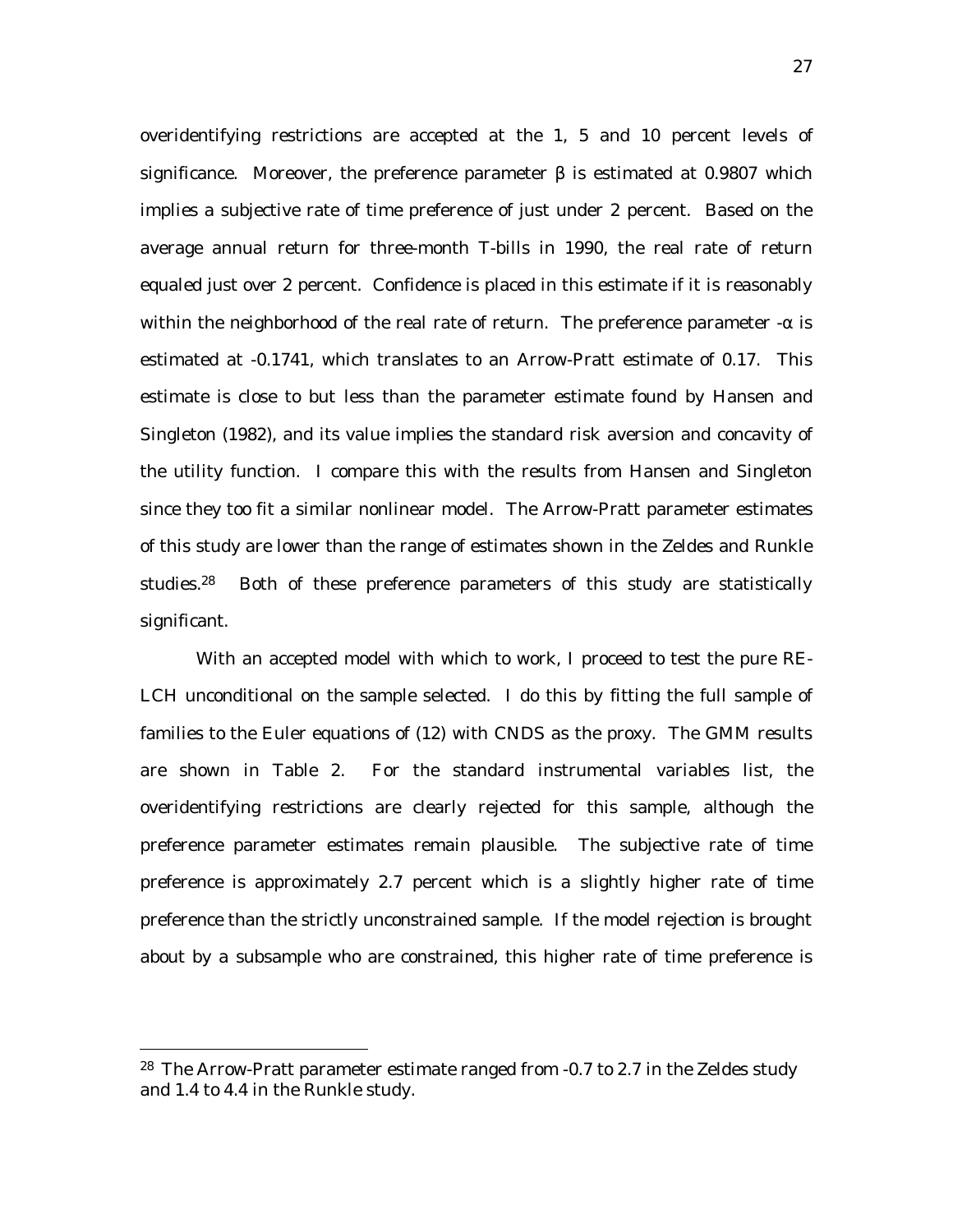overidentifying restrictions are accepted at the 1, 5 and 10 percent levels of significance. Moreover, the preference parameter $\beta$ is estimated at 0.9807 which implies a subjective rate of time preference of just under 2 percent. Based on the average annual return for three-month T-bills in 1990, the real rate of return equaled just over 2 percent. Confidence is placed in this estimate if it is reasonably within the neighborhood of the real rate of return. The preference parameter $-\alpha$ is estimated at -0.1741, which translates to an Arrow-Pratt estimate of 0.17. This estimate is close to but less than the parameter estimate found by Hansen and Singleton (1982), and its value implies the standard risk aversion and concavity of the utility function. I compare this with the results from Hansen and Singleton since they too fit a similar nonlinear model. The Arrow-Pratt parameter estimates of this study are lower than the range of estimates shown in the Zeldes and Runkle studies.[28] Both of these preference parameters of this study are statistically significant.

With an accepted model with which to work, I proceed to test the pure RE-LCH unconditional on the sample selected. I do this by fitting the full sample of families to the Euler equations of (12) with CNDS as the proxy. The GMM results are shown in Table 2. For the standard instrumental variables list, the overidentifying restrictions are clearly rejected for this sample, although the preference parameter estimates remain plausible. The subjective rate of time preference is approximately 2.7 percent which is a slightly higher rate of time preference than the strictly unconstrained sample. If the model rejection is brought about by a subsample who are constrained, this higher rate of time preference is

---

[28] The Arrow-Pratt parameter estimate ranged from -0.7 to 2.7 in the Zeldes study and 1.4 to 4.4 in the Runkle study.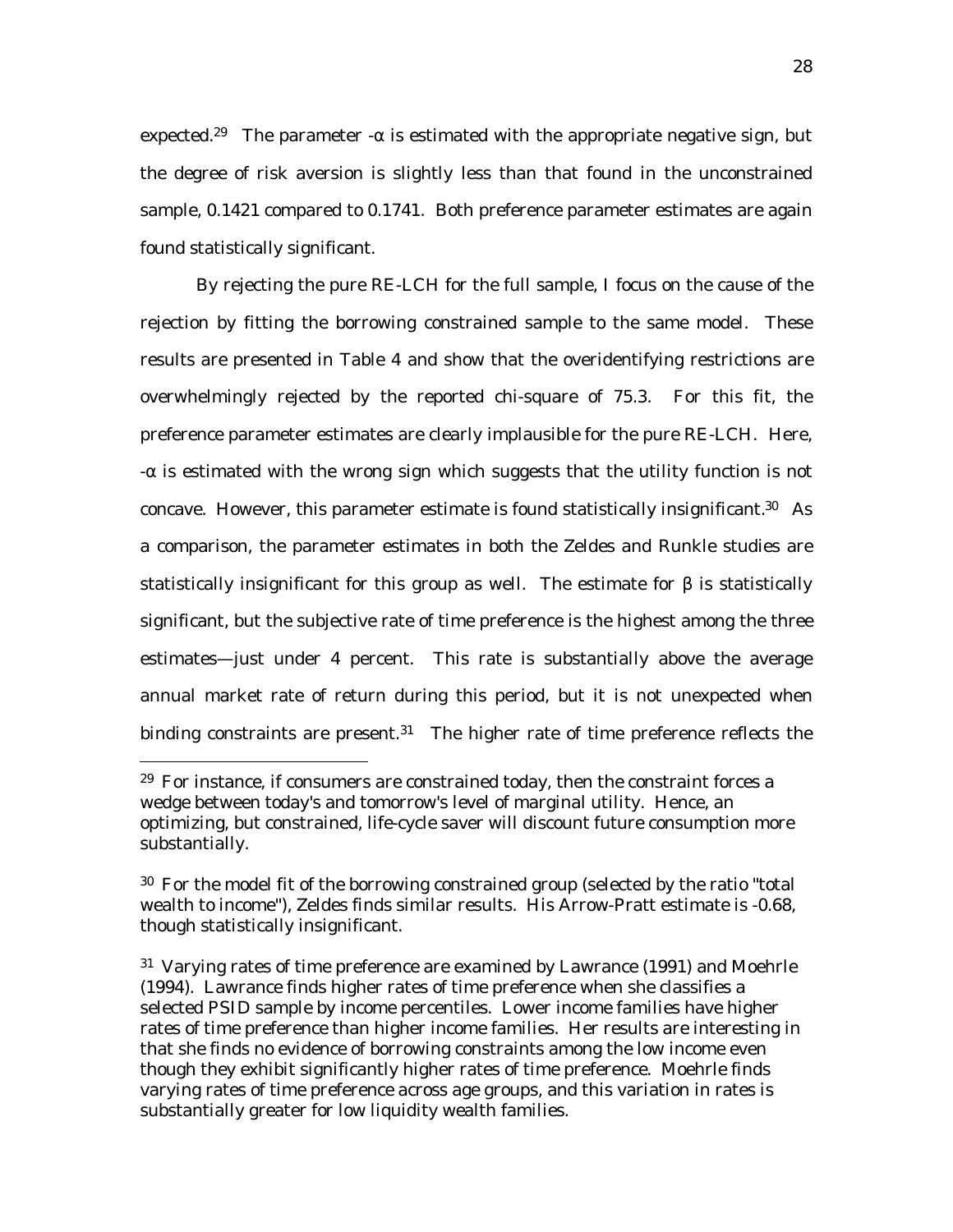expected.[29] The parameter $-\alpha$ is estimated with the appropriate negative sign, but the degree of risk aversion is slightly less than that found in the unconstrained sample, 0.1421 compared to 0.1741. Both preference parameter estimates are again found statistically significant.

By rejecting the pure RE-LCH for the full sample, I focus on the cause of the rejection by fitting the borrowing constrained sample to the same model. These results are presented in Table 4 and show that the overidentifying restrictions are overwhelmingly rejected by the reported chi-square of 75.3. For this fit, the preference parameter estimates are clearly implausible for the pure RE-LCH. Here, $-\alpha$ is estimated with the wrong sign which suggests that the utility function is not concave. However, this parameter estimate is found statistically insignificant.[30] As a comparison, the parameter estimates in both the Zeldes and Runkle studies are statistically insignificant for this group as well. The estimate for $\beta$ is statistically significant, but the subjective rate of time preference is the highest among the three estimates—just under 4 percent. This rate is substantially above the average annual market rate of return during this period, but it is not unexpected when binding constraints are present.[31] The higher rate of time preference reflects the

---

[29] For instance, if consumers are constrained today, then the constraint forces a wedge between today's and tomorrow's level of marginal utility. Hence, an optimizing, but constrained, life-cycle saver will discount future consumption more substantially.

[30] For the model fit of the borrowing constrained group (selected by the ratio "total wealth to income"), Zeldes finds similar results. His Arrow-Pratt estimate is -0.68, though statistically insignificant.

[31] Varying rates of time preference are examined by Lawrance (1991) and Moehrle (1994). Lawrance finds higher rates of time preference when she classifies a selected PSID sample by income percentiles. Lower income families have higher rates of time preference than higher income families. Her results are interesting in that she finds no evidence of borrowing constraints among the low income even though they exhibit significantly higher rates of time preference. Moehrle finds varying rates of time preference across age groups, and this variation in rates is substantially greater for low liquidity wealth families.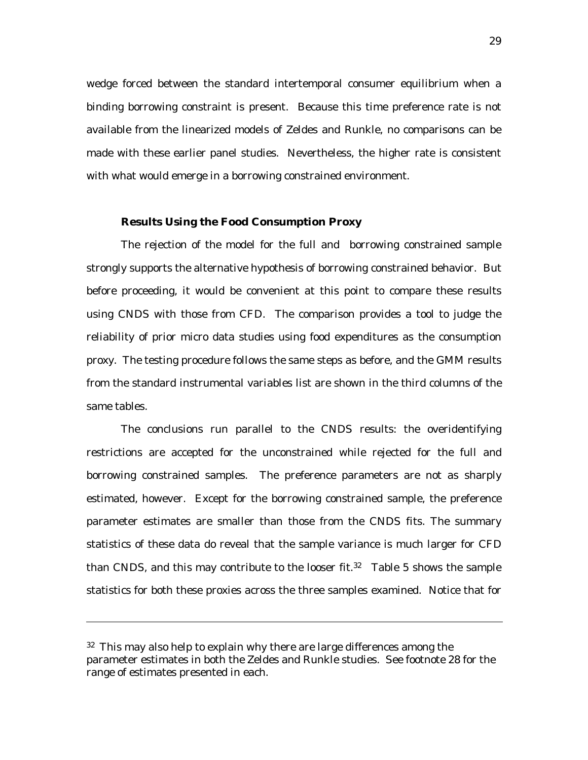wedge forced between the standard intertemporal consumer equilibrium when a binding borrowing constraint is present. Because this time preference rate is not available from the linearized models of Zeldes and Runkle, no comparisons can be made with these earlier panel studies. Nevertheless, the higher rate is consistent with what would emerge in a borrowing constrained environment.

### Results Using the Food Consumption Proxy

The rejection of the model for the full and borrowing constrained sample strongly supports the alternative hypothesis of borrowing constrained behavior. But before proceeding, it would be convenient at this point to compare these results using CNDS with those from CFD. The comparison provides a tool to judge the reliability of prior micro data studies using food expenditures as the consumption proxy. The testing procedure follows the same steps as before, and the GMM results from the standard instrumental variables list are shown in the third columns of the same tables.

The conclusions run parallel to the CNDS results: the overidentifying restrictions are accepted for the unconstrained while rejected for the full and borrowing constrained samples. The preference parameters are not as sharply estimated, however. Except for the borrowing constrained sample, the preference parameter estimates are smaller than those from the CNDS fits. The summary statistics of these data do reveal that the sample variance is much larger for CFD than CNDS, and this may contribute to the looser fit.[32] Table 5 shows the sample statistics for both these proxies across the three samples examined. Notice that for

---

[32] This may also help to explain why there are large differences among the parameter estimates in both the Zeldes and Runkle studies. See footnote 28 for the range of estimates presented in each.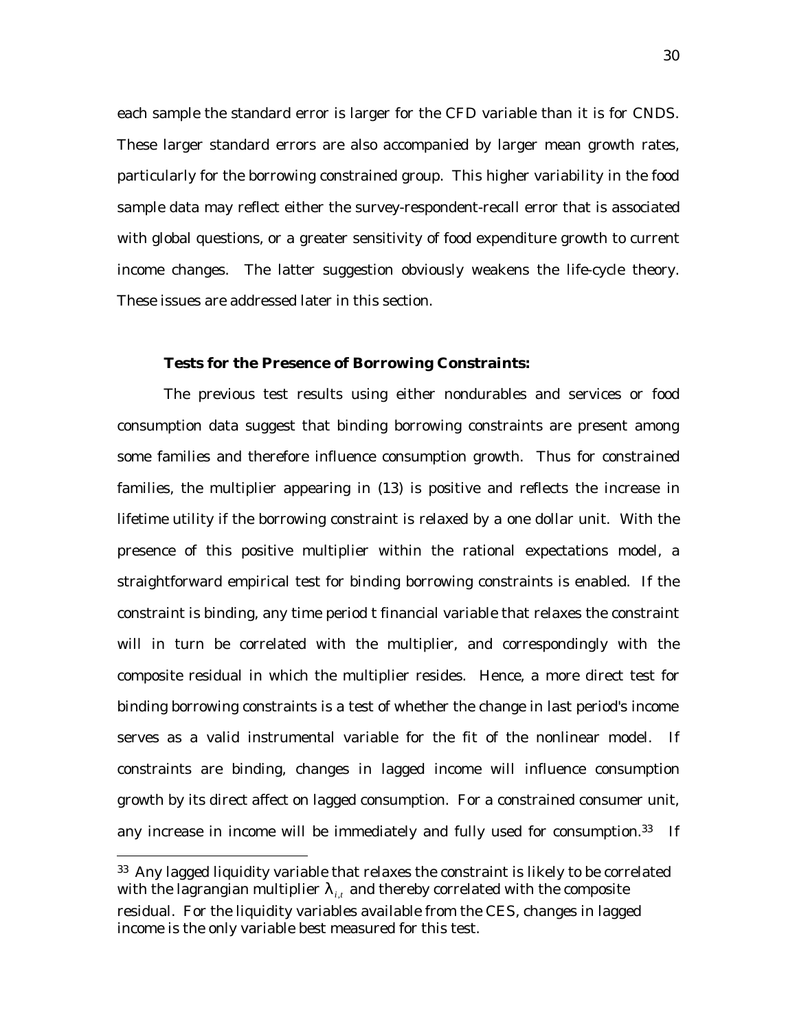each sample the standard error is larger for the CFD variable than it is for CNDS. These larger standard errors are also accompanied by larger mean growth rates, particularly for the borrowing constrained group. This higher variability in the food sample data may reflect either the survey-respondent-recall error that is associated with global questions, or a greater sensitivity of food expenditure growth to current income changes. The latter suggestion obviously weakens the life-cycle theory. These issues are addressed later in this section.

**Tests for the Presence of Borrowing Constraints:**

The previous test results using either nondurables and services or food consumption data suggest that binding borrowing constraints are present among some families and therefore influence consumption growth. Thus for constrained families, the multiplier appearing in (13) is positive and reflects the increase in lifetime utility if the borrowing constraint is relaxed by a one dollar unit. With the presence of this positive multiplier within the rational expectations model, a straightforward empirical test for binding borrowing constraints is enabled. If the constraint is binding, any time period t financial variable that relaxes the constraint will in turn be correlated with the multiplier, and correspondingly with the composite residual in which the multiplier resides. Hence, a more direct test for binding borrowing constraints is a test of whether the change in last period's income serves as a valid instrumental variable for the fit of the nonlinear model. If constraints are binding, changes in lagged income will influence consumption growth by its direct affect on lagged consumption. For a constrained consumer unit, any increase in income will be immediately and fully used for consumption.[33] If

---

[33] Any lagged liquidity variable that relaxes the constraint is likely to be correlated with the lagrangian multiplier $\lambda_{i,t}$ and thereby correlated with the composite residual. For the liquidity variables available from the CES, changes in lagged income is the only variable best measured for this test.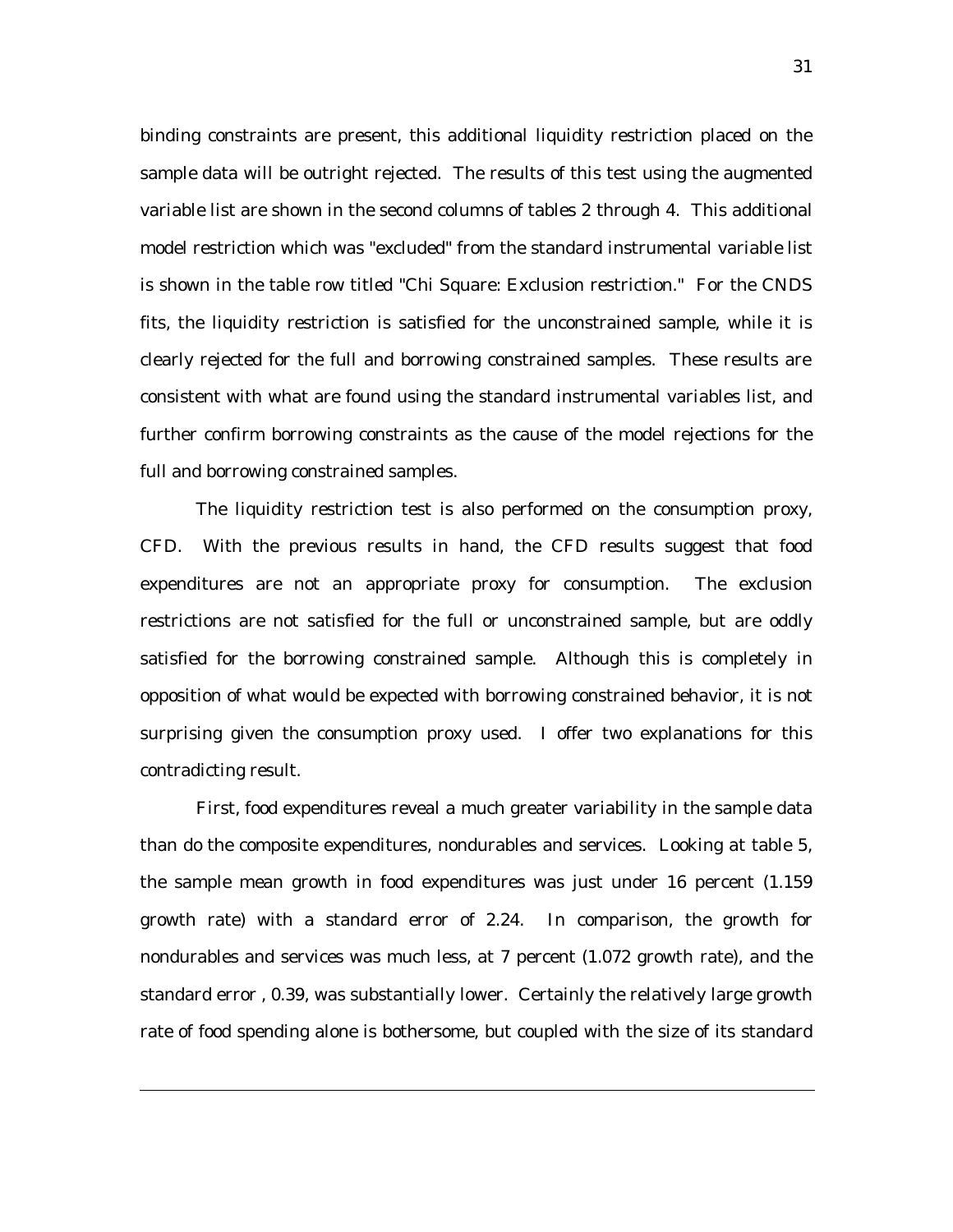binding constraints are present, this additional liquidity restriction placed on the sample data will be outright rejected. The results of this test using the augmented variable list are shown in the second columns of tables 2 through 4. This additional model restriction which was "excluded" from the standard instrumental variable list is shown in the table row titled "Chi Square: Exclusion restriction." For the CNDS fits, the liquidity restriction is satisfied for the unconstrained sample, while it is clearly rejected for the full and borrowing constrained samples. These results are consistent with what are found using the standard instrumental variables list, and further confirm borrowing constraints as the cause of the model rejections for the full and borrowing constrained samples.

The liquidity restriction test is also performed on the consumption proxy, CFD. With the previous results in hand, the CFD results suggest that food expenditures are not an appropriate proxy for consumption. The exclusion restrictions are not satisfied for the full or unconstrained sample, but are oddly satisfied for the borrowing constrained sample. Although this is completely in opposition of what would be expected with borrowing constrained behavior, it is not surprising given the consumption proxy used. I offer two explanations for this contradicting result.

First, food expenditures reveal a much greater variability in the sample data than do the composite expenditures, nondurables and services. Looking at table 5, the sample mean growth in food expenditures was just under 16 percent (1.159 growth rate) with a standard error of 2.24. In comparison, the growth for nondurables and services was much less, at 7 percent (1.072 growth rate), and the standard error , 0.39, was substantially lower. Certainly the relatively large growth rate of food spending alone is bothersome, but coupled with the size of its standard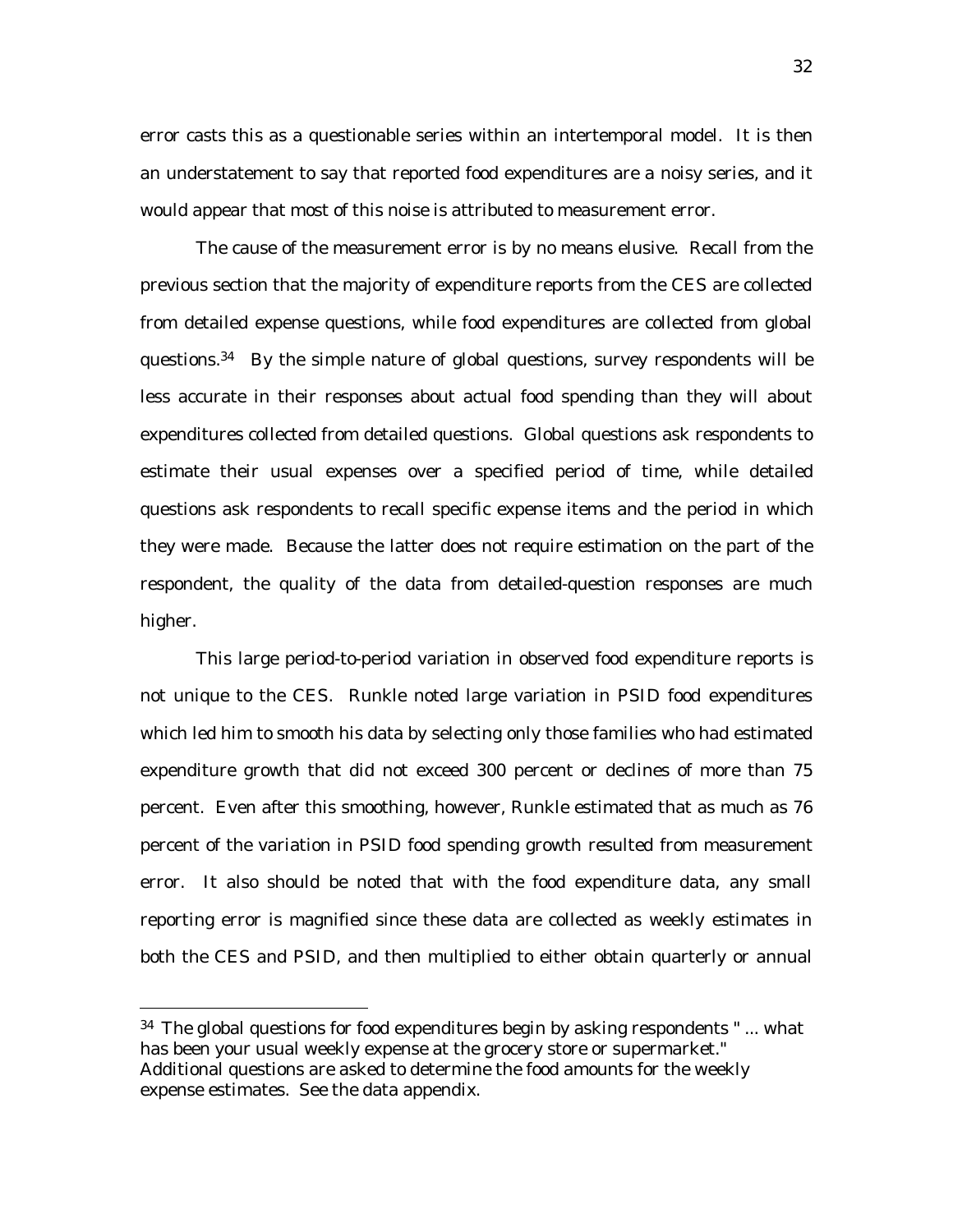error casts this as a questionable series within an intertemporal model. It is then an understatement to say that reported food expenditures are a noisy series, and it would appear that most of this noise is attributed to measurement error.

The cause of the measurement error is by no means elusive. Recall from the previous section that the majority of expenditure reports from the CES are collected from detailed expense questions, while food expenditures are collected from global questions.[34] By the simple nature of global questions, survey respondents will be less accurate in their responses about actual food spending than they will about expenditures collected from detailed questions. Global questions ask respondents to estimate their usual expenses over a specified period of time, while detailed questions ask respondents to recall specific expense items and the period in which they were made. Because the latter does not require estimation on the part of the respondent, the quality of the data from detailed-question responses are much higher.

This large period-to-period variation in observed food expenditure reports is not unique to the CES. Runkle noted large variation in PSID food expenditures which led him to smooth his data by selecting only those families who had estimated expenditure growth that did not exceed 300 percent or declines of more than 75 percent. Even after this smoothing, however, Runkle estimated that as much as 76 percent of the variation in PSID food spending growth resulted from measurement error. It also should be noted that with the food expenditure data, any small reporting error is magnified since these data are collected as weekly estimates in both the CES and PSID, and then multiplied to either obtain quarterly or annual

---

[34] The global questions for food expenditures begin by asking respondents " ... what has been your usual weekly expense at the grocery store or supermarket." Additional questions are asked to determine the food amounts for the weekly expense estimates. See the data appendix.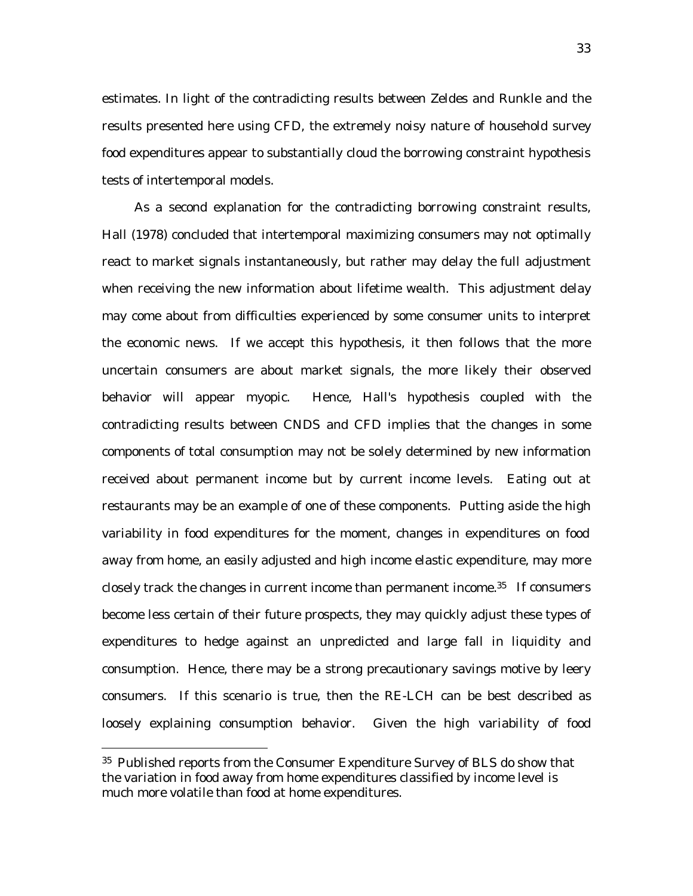estimates. In light of the contradicting results between Zeldes and Runkle and the results presented here using CFD, the extremely noisy nature of household survey food expenditures appear to substantially cloud the borrowing constraint hypothesis tests of intertemporal models.

As a second explanation for the contradicting borrowing constraint results, Hall (1978) concluded that intertemporal maximizing consumers may not optimally react to market signals instantaneously, but rather may delay the full adjustment when receiving the new information about lifetime wealth. This adjustment delay may come about from difficulties experienced by some consumer units to interpret the economic news. If we accept this hypothesis, it then follows that the more uncertain consumers are about market signals, the more likely their observed behavior will appear myopic. Hence, Hall's hypothesis coupled with the contradicting results between CNDS and CFD implies that the changes in some components of total consumption may not be solely determined by new information received about permanent income but by current income levels. Eating out at restaurants may be an example of one of these components. Putting aside the high variability in food expenditures for the moment, changes in expenditures on food away from home, an easily adjusted and high income elastic expenditure, may more closely track the changes in current income than permanent income.[35] If consumers become less certain of their future prospects, they may quickly adjust these types of expenditures to hedge against an unpredicted and large fall in liquidity and consumption. Hence, there may be a strong precautionary savings motive by leery consumers. If this scenario is true, then the RE-LCH can be best described as loosely explaining consumption behavior. Given the high variability of food

[35] Published reports from the Consumer Expenditure Survey of BLS do show that the variation in food away from home expenditures classified by income level is much more volatile than food at home expenditures.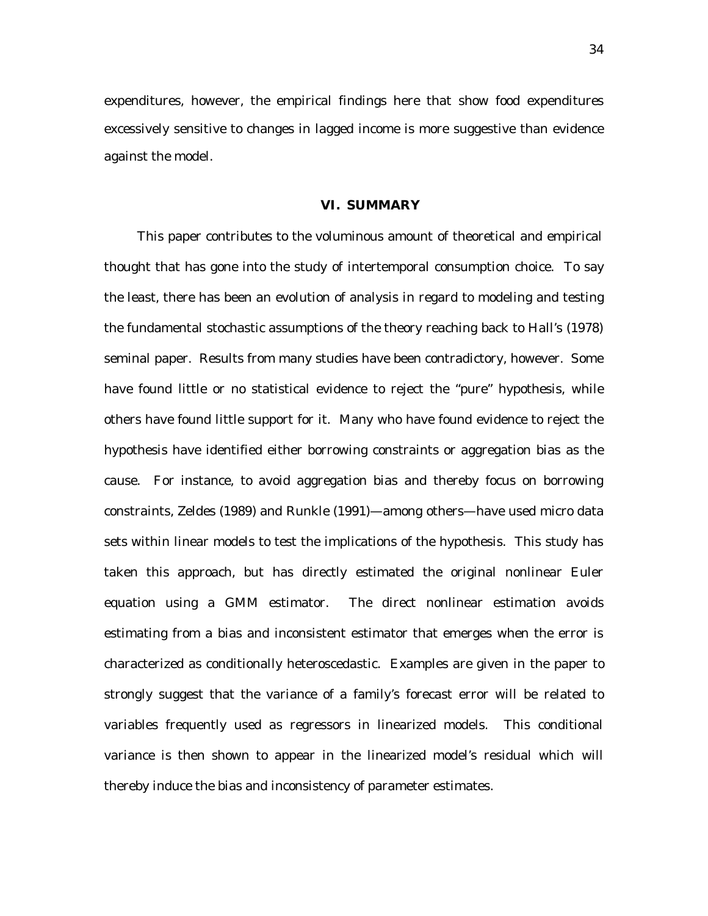expenditures, however, the empirical findings here that show food expenditures excessively sensitive to changes in lagged income is more suggestive than evidence against the model.

## VI. SUMMARY

This paper contributes to the voluminous amount of theoretical and empirical thought that has gone into the study of intertemporal consumption choice. To say the least, there has been an evolution of analysis in regard to modeling and testing the fundamental stochastic assumptions of the theory reaching back to Hall's (1978) seminal paper. Results from many studies have been contradictory, however. Some have found little or no statistical evidence to reject the "pure" hypothesis, while others have found little support for it. Many who have found evidence to reject the hypothesis have identified either borrowing constraints or aggregation bias as the cause. For instance, to avoid aggregation bias and thereby focus on borrowing constraints, Zeldes (1989) and Runkle (1991)—among others—have used micro data sets within linear models to test the implications of the hypothesis. This study has taken this approach, but has directly estimated the original nonlinear Euler equation using a GMM estimator. The direct nonlinear estimation avoids estimating from a bias and inconsistent estimator that emerges when the error is characterized as conditionally heteroscedastic. Examples are given in the paper to strongly suggest that the variance of a family's forecast error will be related to variables frequently used as regressors in linearized models. This conditional variance is then shown to appear in the linearized model's residual which will thereby induce the bias and inconsistency of parameter estimates.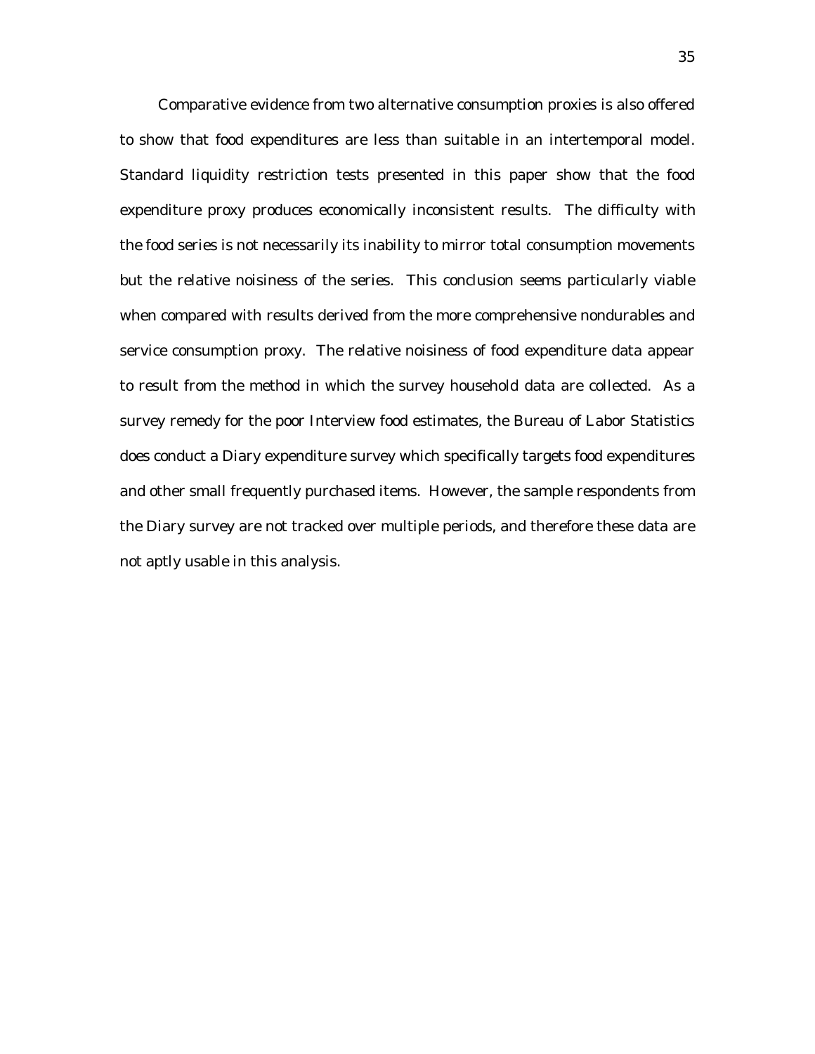Comparative evidence from two alternative consumption proxies is also offered to show that food expenditures are less than suitable in an intertemporal model. Standard liquidity restriction tests presented in this paper show that the food expenditure proxy produces economically inconsistent results. The difficulty with the food series is not necessarily its inability to mirror total consumption movements but the relative noisiness of the series. This conclusion seems particularly viable when compared with results derived from the more comprehensive nondurables and service consumption proxy. The relative noisiness of food expenditure data appear to result from the method in which the survey household data are collected. As a survey remedy for the poor Interview food estimates, the Bureau of Labor Statistics does conduct a Diary expenditure survey which specifically targets food expenditures and other small frequently purchased items. However, the sample respondents from the Diary survey are not tracked over multiple periods, and therefore these data are not aptly usable in this analysis.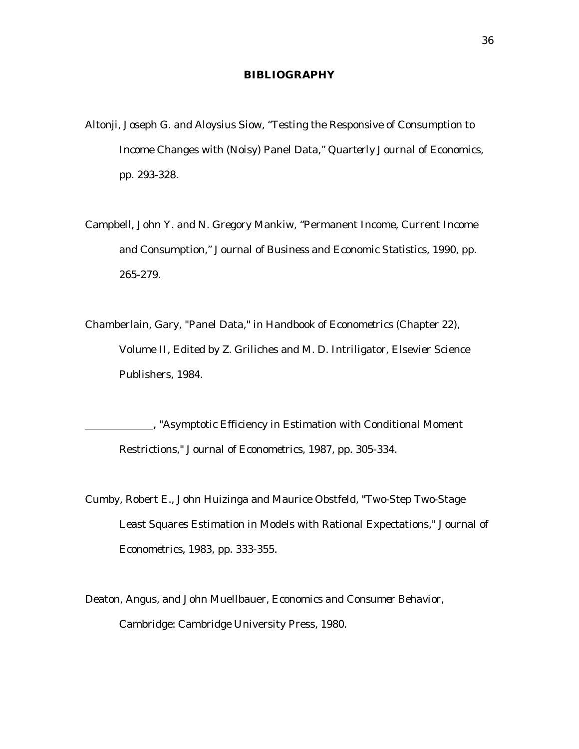# BIBLIOGRAPHY

Altonji, Joseph G. and Aloysius Siow, "Testing the Responsive of Consumption to Income Changes with (Noisy) Panel Data," *Quarterly Journal of Economics*, pp. 293-328.

Campbell, John Y. and N. Gregory Mankiw, "Permanent Income, Current Income and Consumption," *Journal of Business and Economic Statistics*, 1990, pp. 265-279.

Chamberlain, Gary, "Panel Data," in *Handbook of Econometrics* (Chapter 22), Volume II, Edited by Z. Griliches and M. D. Intriligator, Elsevier Science Publishers, 1984.

\_\_\_\_\_\_\_\_\_\_\_\_, "Asymptotic Efficiency in Estimation with Conditional Moment Restrictions," *Journal of Econometrics*, 1987, pp. 305-334.

Cumby, Robert E., John Huizinga and Maurice Obstfeld, "Two-Step Two-Stage Least Squares Estimation in Models with Rational Expectations," *Journal of Econometrics*, 1983, pp. 333-355.

Deaton, Angus, and John Muellbauer, *Economics and Consumer Behavior*, Cambridge: Cambridge University Press, 1980.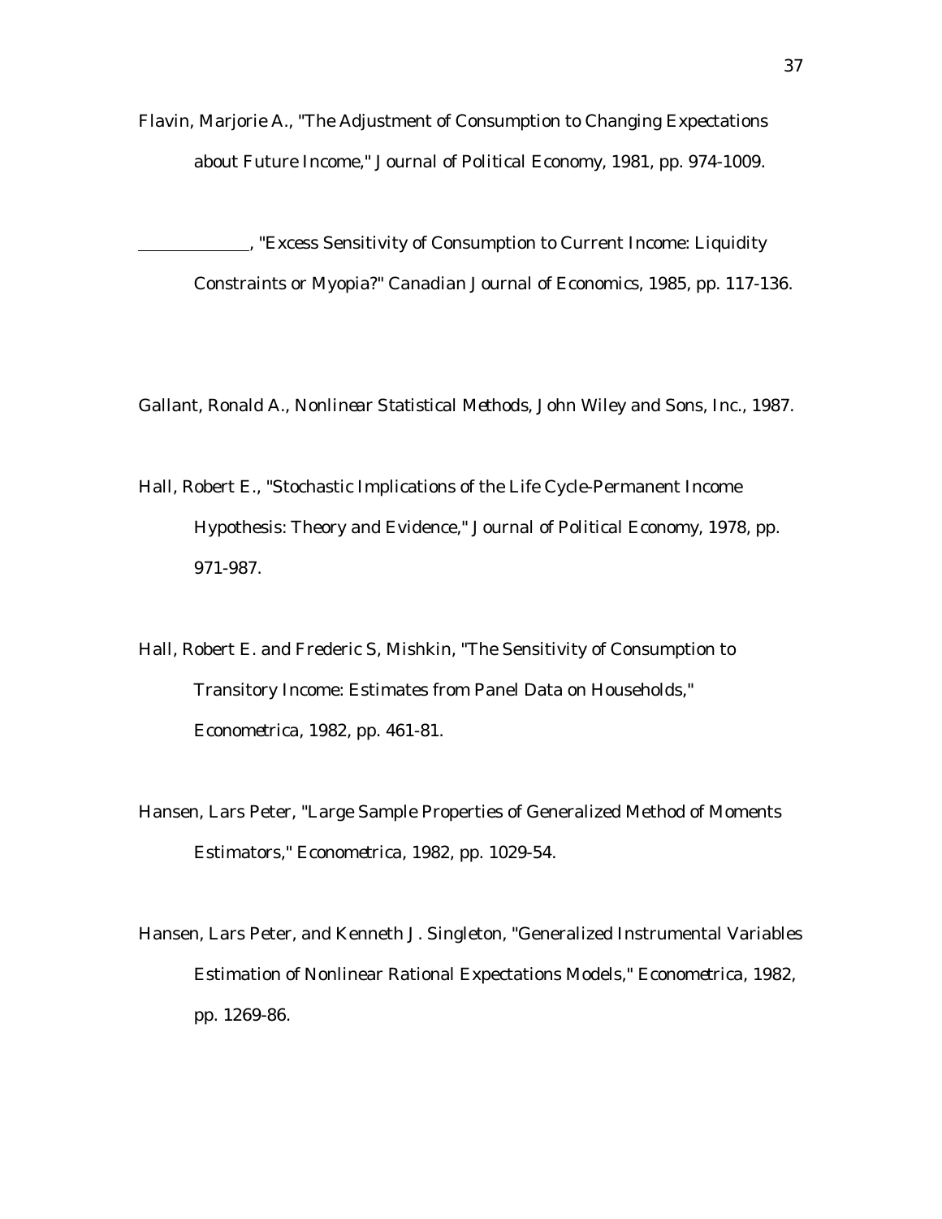Flavin, Marjorie A., "The Adjustment of Consumption to Changing Expectations about Future Income," *Journal of Political Economy*, 1981, pp. 974-1009.

\_\_\_\_\_\_\_\_\_\_\_\_, "Excess Sensitivity of Consumption to Current Income: Liquidity Constraints or Myopia?" *Canadian Journal of Economics*, 1985, pp. 117-136.

Gallant, Ronald A., *Nonlinear Statistical Methods*, John Wiley and Sons, Inc., 1987.

Hall, Robert E., "Stochastic Implications of the Life Cycle-Permanent Income Hypothesis: Theory and Evidence," *Journal of Political Economy*, 1978, pp. 971-987.

Hall, Robert E. and Frederic S, Mishkin, "The Sensitivity of Consumption to Transitory Income: Estimates from Panel Data on Households," *Econometrica*, 1982, pp. 461-81.

Hansen, Lars Peter, "Large Sample Properties of Generalized Method of Moments Estimators," *Econometrica*, 1982, pp. 1029-54.

Hansen, Lars Peter, and Kenneth J. Singleton, "Generalized Instrumental Variables Estimation of Nonlinear Rational Expectations Models," *Econometrica*, 1982, pp. 1269-86.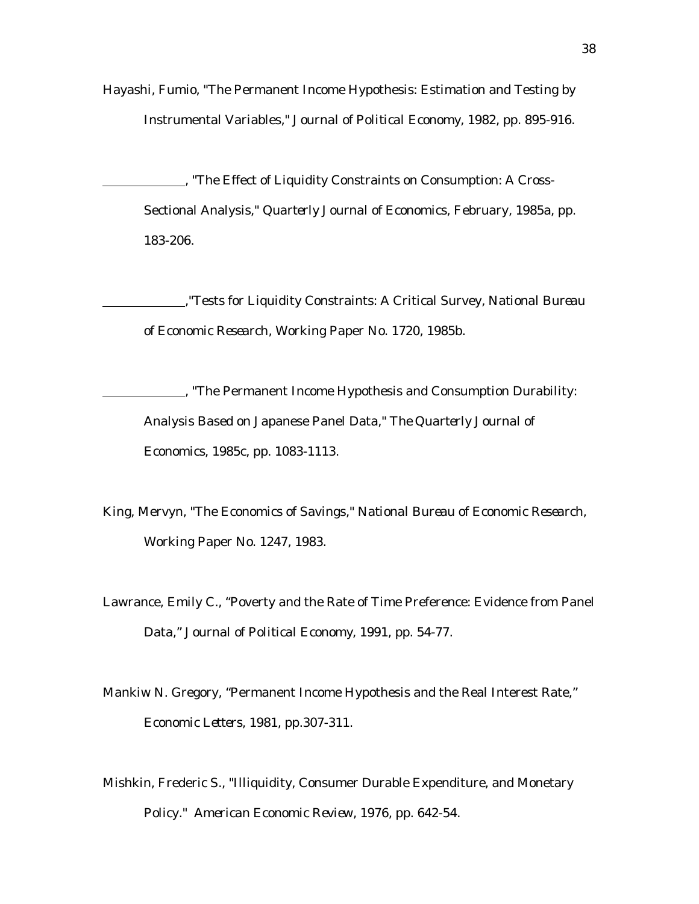Hayashi, Fumio, "The Permanent Income Hypothesis: Estimation and Testing by Instrumental Variables," *Journal of Political Economy*, 1982, pp. 895-916.

\_\_\_\_\_\_\_\_\_\_\_\_\_, "The Effect of Liquidity Constraints on Consumption: A Cross-Sectional Analysis," *Quarterly Journal of Economics*, February, 1985a, pp. 183-206.

\_\_\_\_\_\_\_\_\_\_\_\_\_,"Tests for Liquidity Constraints: A Critical Survey, *National Bureau of Economic Research*, Working Paper No. 1720, 1985b.

\_\_\_\_\_\_\_\_\_\_\_\_\_, "The Permanent Income Hypothesis and Consumption Durability: Analysis Based on Japanese Panel Data," *The Quarterly Journal of Economics*, 1985c, pp. 1083-1113.

King, Mervyn, "The Economics of Savings," *National Bureau of Economic Research*, Working Paper No. 1247, 1983.

Lawrance, Emily C., "Poverty and the Rate of Time Preference: Evidence from Panel Data," *Journal of Political Economy*, 1991, pp. 54-77.

Mankiw N. Gregory, "Permanent Income Hypothesis and the Real Interest Rate," *Economic Letters*, 1981, pp.307-311.

Mishkin, Frederic S., "Illiquidity, Consumer Durable Expenditure, and Monetary Policy." *American Economic Review*, 1976, pp. 642-54.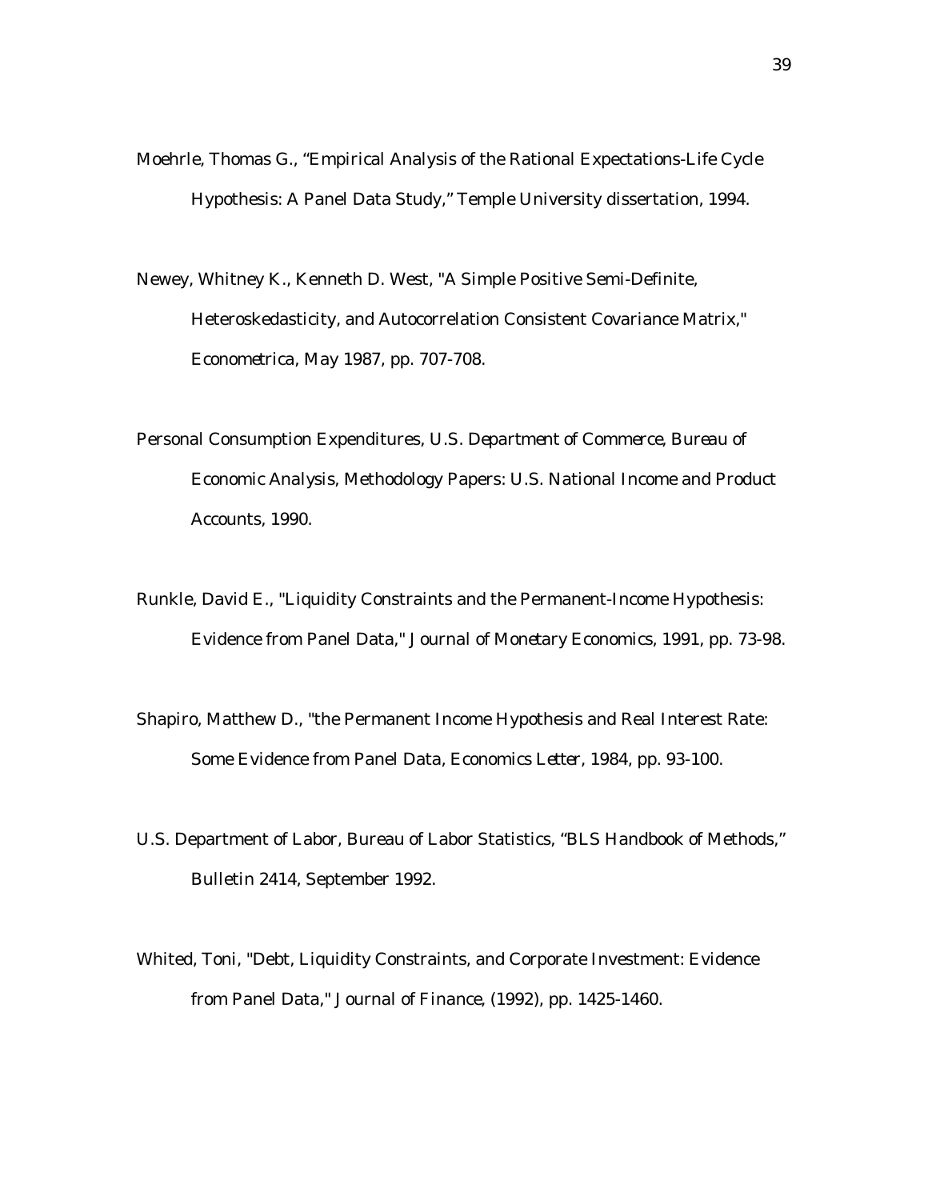Moehrle, Thomas G., “Empirical Analysis of the Rational Expectations-Life Cycle Hypothesis: A Panel Data Study,” Temple University dissertation, 1994.

Newey, Whitney K., Kenneth D. West, "A Simple Positive Semi-Definite, Heteroskedasticity, and Autocorrelation Consistent Covariance Matrix," *Econometrica*, May 1987, pp. 707-708.

Personal Consumption Expenditures, *U.S. Department of Commerce, Bureau of* Economic Analysis, Methodology Papers: U.S. National Income and Product Accounts, 1990.

Runkle, David E., "Liquidity Constraints and the Permanent-Income Hypothesis: Evidence from Panel Data," *Journal of Monetary Economics*, 1991, pp. 73-98.

Shapiro, Matthew D., "the Permanent Income Hypothesis and Real Interest Rate: Some Evidence from Panel Data, *Economics Letter*, 1984, pp. 93-100.

U.S. Department of Labor, Bureau of Labor Statistics, “BLS Handbook of Methods,” Bulletin 2414, September 1992.

Whited, Toni, "Debt, Liquidity Constraints, and Corporate Investment: Evidence from Panel Data," *Journal of Finance*, (1992), pp. 1425-1460.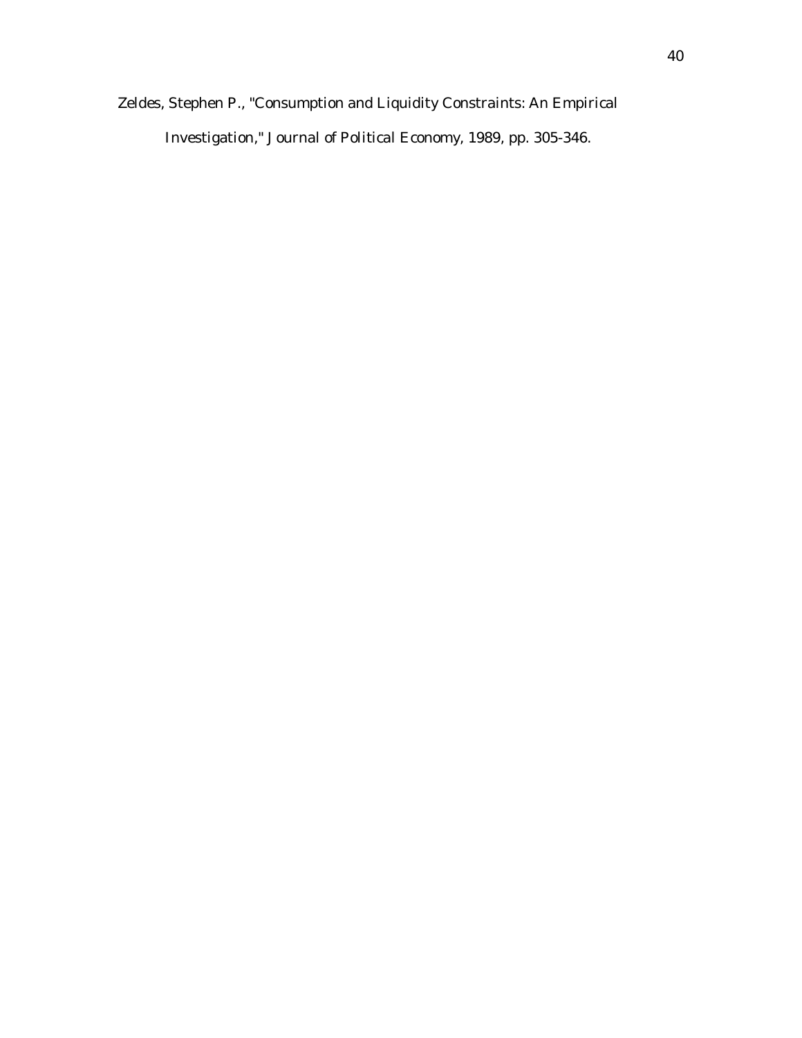Zeldes, Stephen P., "Consumption and Liquidity Constraints: An Empirical Investigation," Journal of Political Economy, 1989, pp. 305-346.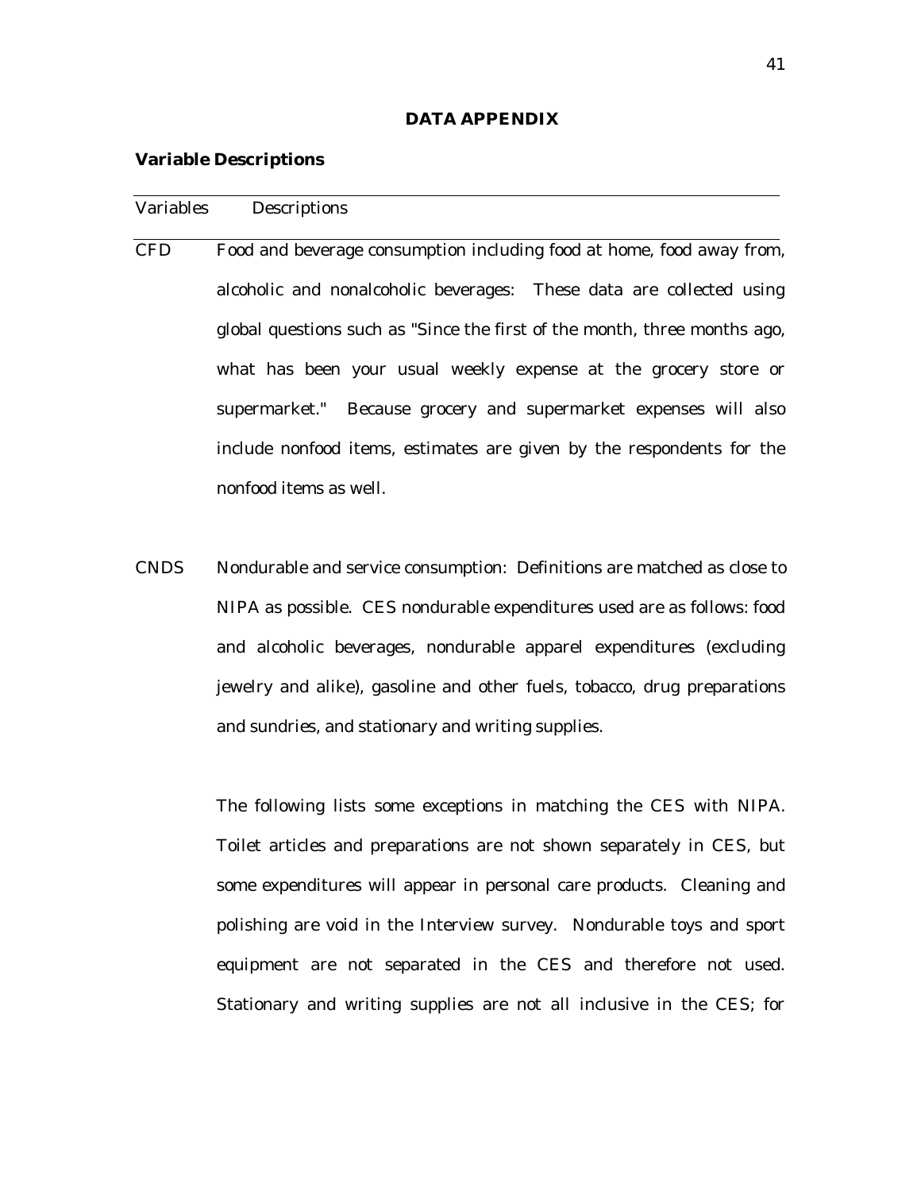## DATA APPENDIX

### Variable Descriptions

| Variables | Descriptions |
| --- | --- |
| CFD | Food and beverage consumption including food at home, food away from, alcoholic and nonalcoholic beverages: These data are collected using global questions such as "Since the first of the month, three months ago, what has been your usual weekly expense at the grocery store or supermarket." Because grocery and supermarket expenses will also include nonfood items, estimates are given by the respondents for the nonfood items as well. |
| CNDS | Nondurable and service consumption: Definitions are matched as close to NIPA as possible. CES nondurable expenditures used are as follows: food and alcoholic beverages, nondurable apparel expenditures (excluding jewelry and alike), gasoline and other fuels, tobacco, drug preparations and sundries, and stationary and writing supplies.<br><br>The following lists some exceptions in matching the CES with NIPA. Toilet articles and preparations are not shown separately in CES, but some expenditures will appear in personal care products. Cleaning and polishing are void in the Interview survey. Nondurable toys and sport equipment are not separated in the CES and therefore not used. Stationary and writing supplies are not all inclusive in the CES; for |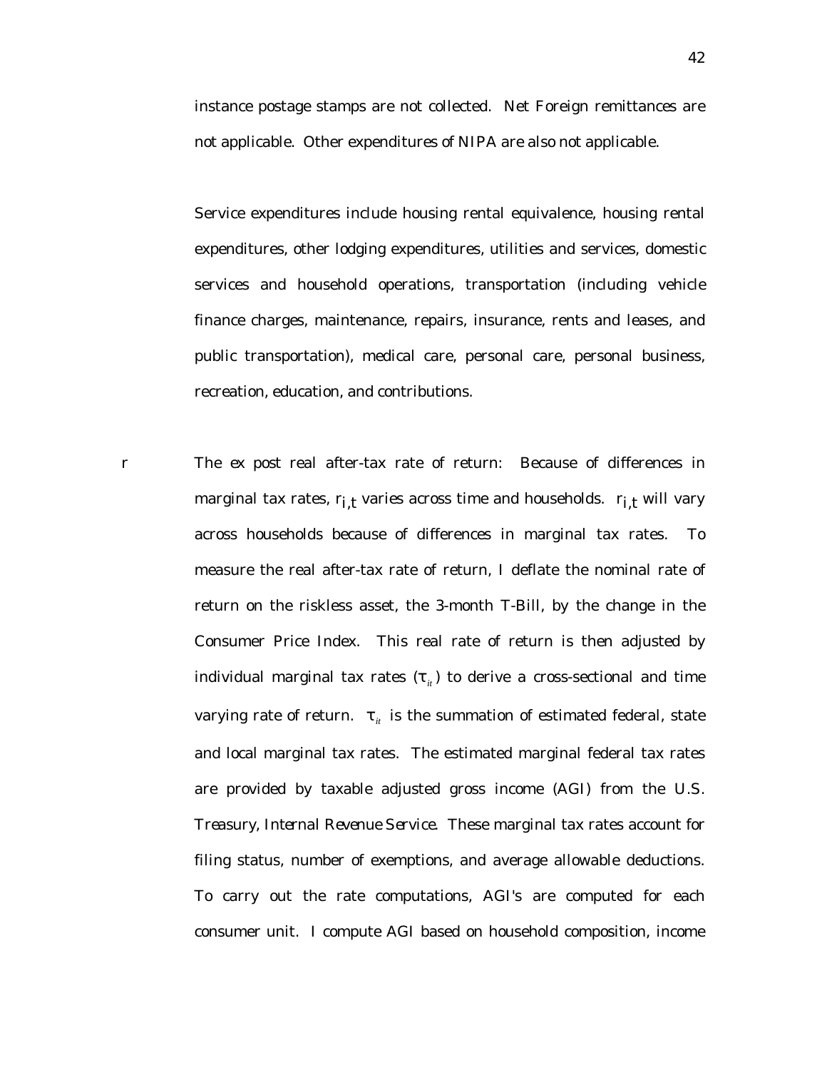instance postage stamps are not collected. Net Foreign remittances are not applicable. Other expenditures of NIPA are also not applicable.

Service expenditures include housing rental equivalence, housing rental expenditures, other lodging expenditures, utilities and services, domestic services and household operations, transportation (including vehicle finance charges, maintenance, repairs, insurance, rents and leases, and public transportation), medical care, personal care, personal business, recreation, education, and contributions.

r The ex post real after-tax rate of return: Because of differences in marginal tax rates, $r_{i,t}$ varies across time and households. $r_{i,t}$ will vary across households because of differences in marginal tax rates. To measure the real after-tax rate of return, I deflate the nominal rate of return on the riskless asset, the 3-month T-Bill, by the change in the Consumer Price Index. This real rate of return is then adjusted by individual marginal tax rates ($\tau_{it}$) to derive a cross-sectional and time varying rate of return. $\tau_{it}$ is the summation of estimated federal, state and local marginal tax rates. The estimated marginal federal tax rates are provided by taxable adjusted gross income (AGI) from the U.S. Treasury, *Internal Revenue Service*. These marginal tax rates account for filing status, number of exemptions, and average allowable deductions. To carry out the rate computations, AGI's are computed for each consumer unit. I compute AGI based on household composition, income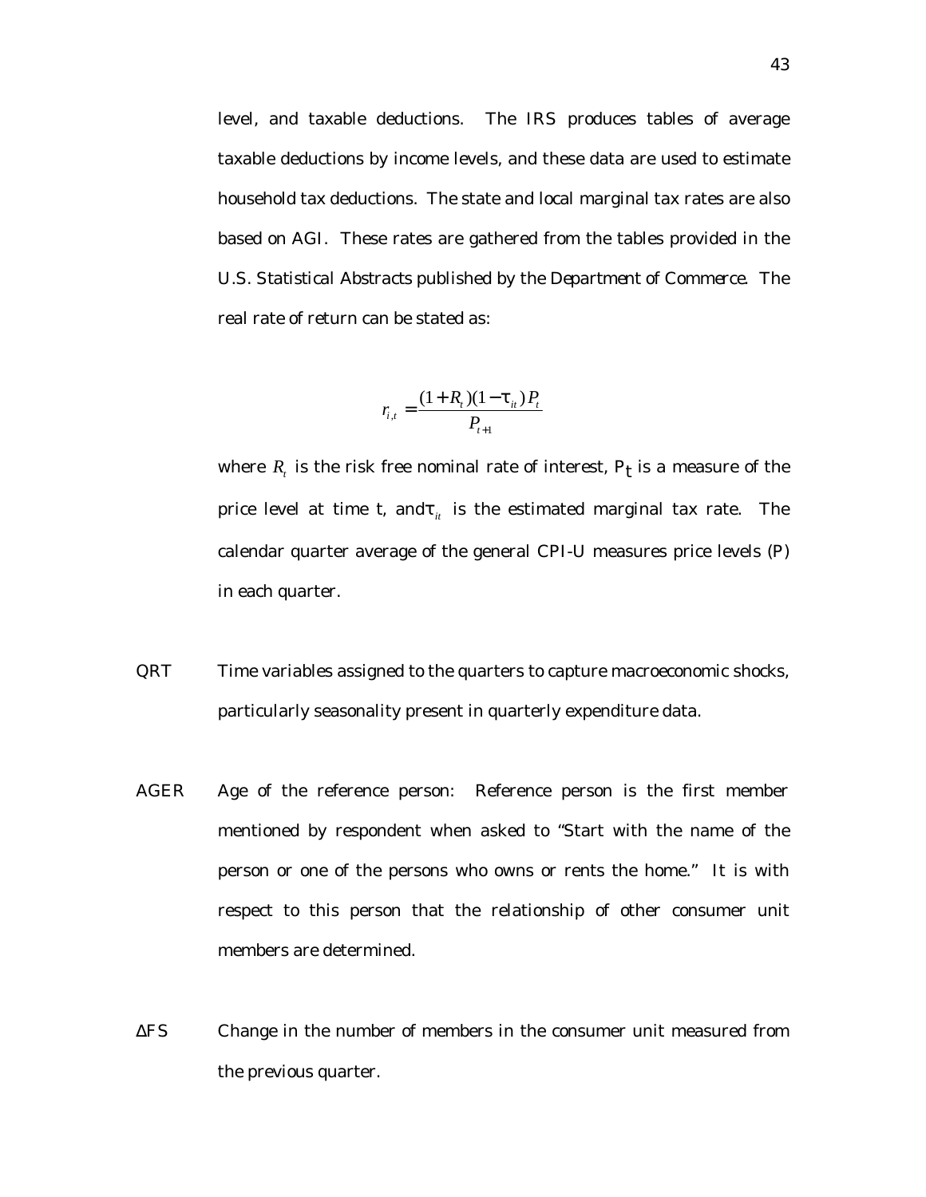level, and taxable deductions. The IRS produces tables of average taxable deductions by income levels, and these data are used to estimate household tax deductions. The state and local marginal tax rates are also based on AGI. These rates are gathered from the tables provided in the U.S. Statistical Abstracts published by the Department of Commerce. The real rate of return can be stated as:

$$r_{i,t} = \frac{(1+R_t)(1-\tau_{it})P_t}{P_{t+1}}$$

where $R_t$ is the risk free nominal rate of interest, $P_t$ is a measure of the price level at time t, and $\tau_{it}$ is the estimated marginal tax rate. The calendar quarter average of the general CPI-U measures price levels (P) in each quarter.

QRT Time variables assigned to the quarters to capture macroeconomic shocks, particularly seasonality present in quarterly expenditure data.

AGER Age of the reference person: Reference person is the first member mentioned by respondent when asked to "Start with the name of the person or one of the persons who owns or rents the home." It is with respect to this person that the relationship of other consumer unit members are determined.

$\Delta$FS Change in the number of members in the consumer unit measured from the previous quarter.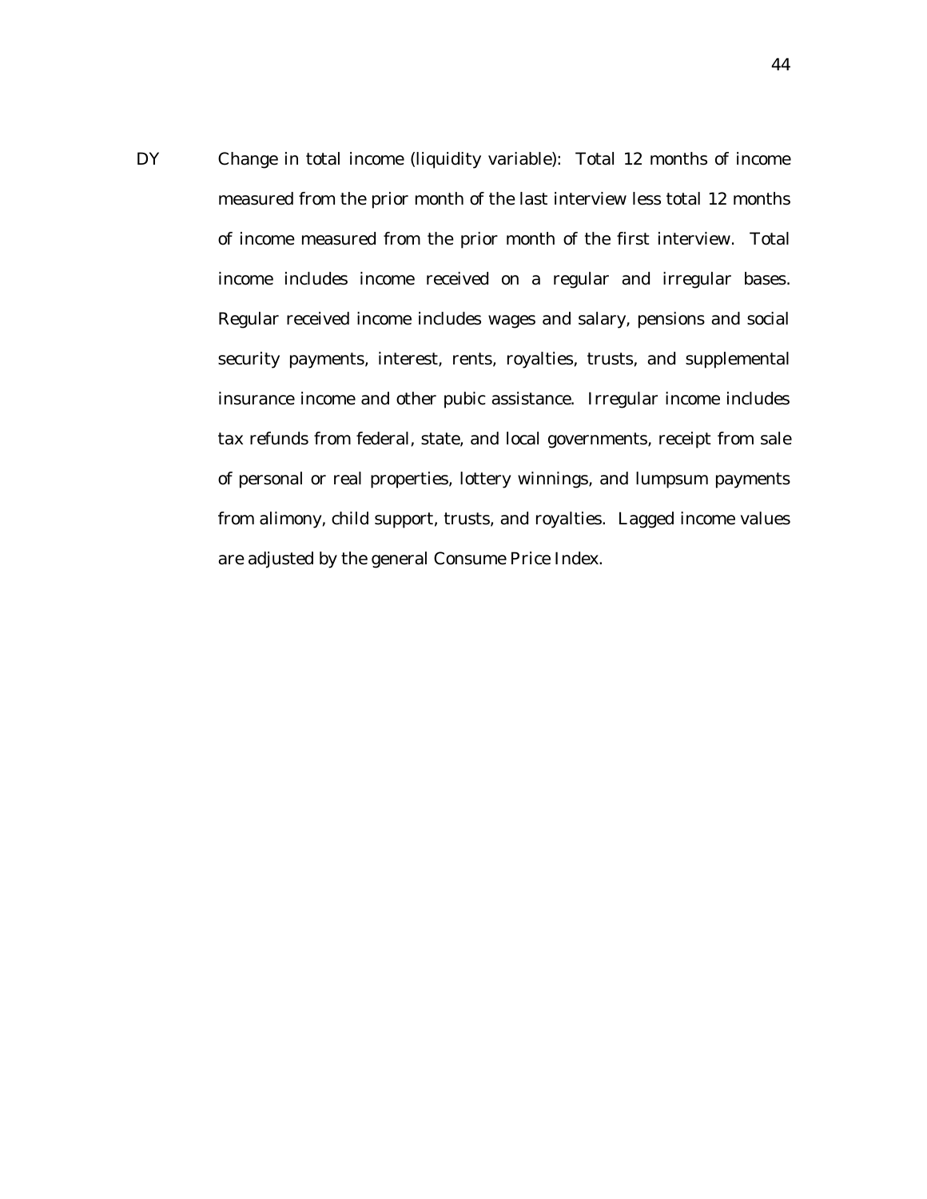DY Change in total income (liquidity variable): Total 12 months of income measured from the prior month of the last interview less total 12 months of income measured from the prior month of the first interview. Total income includes income received on a regular and irregular bases. Regular received income includes wages and salary, pensions and social security payments, interest, rents, royalties, trusts, and supplemental insurance income and other pubic assistance. Irregular income includes tax refunds from federal, state, and local governments, receipt from sale of personal or real properties, lottery winnings, and lumpsum payments from alimony, child support, trusts, and royalties. Lagged income values are adjusted by the general Consume Price Index.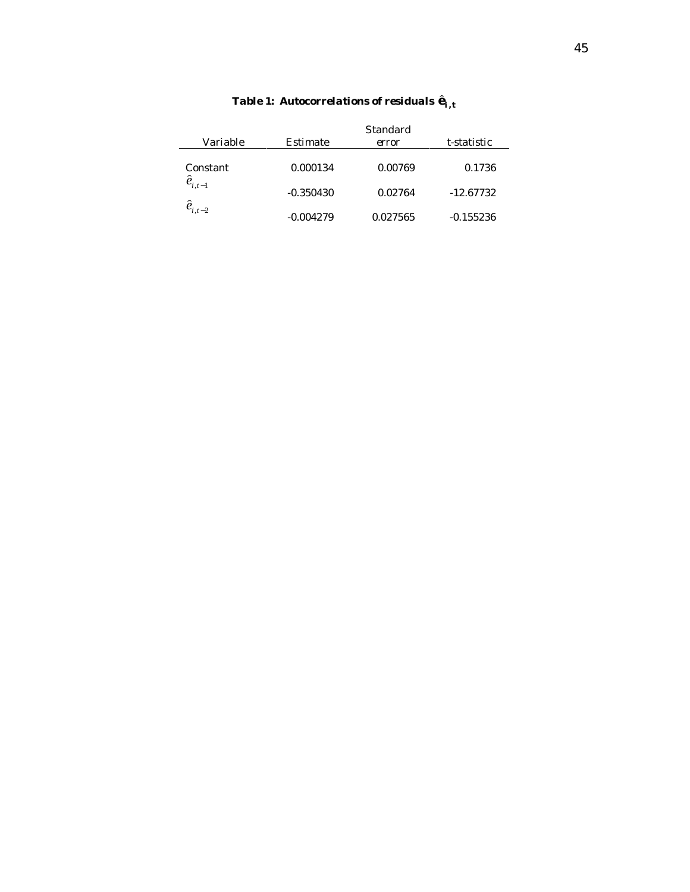**Table 1: Autocorrelations of residuals $\hat{e}_{i,t}$**

| Variable | Estimate | Standard error | t-statistic |
|---|---|---|---|
| Constant | 0.000134 | 0.00769 | 0.1736 |
| $\hat{e}_{i,t-1}$ | -0.350430 | 0.02764 | -12.67732 |
| $\hat{e}_{i,t-2}$ | -0.004279 | 0.027565 | -0.155236 |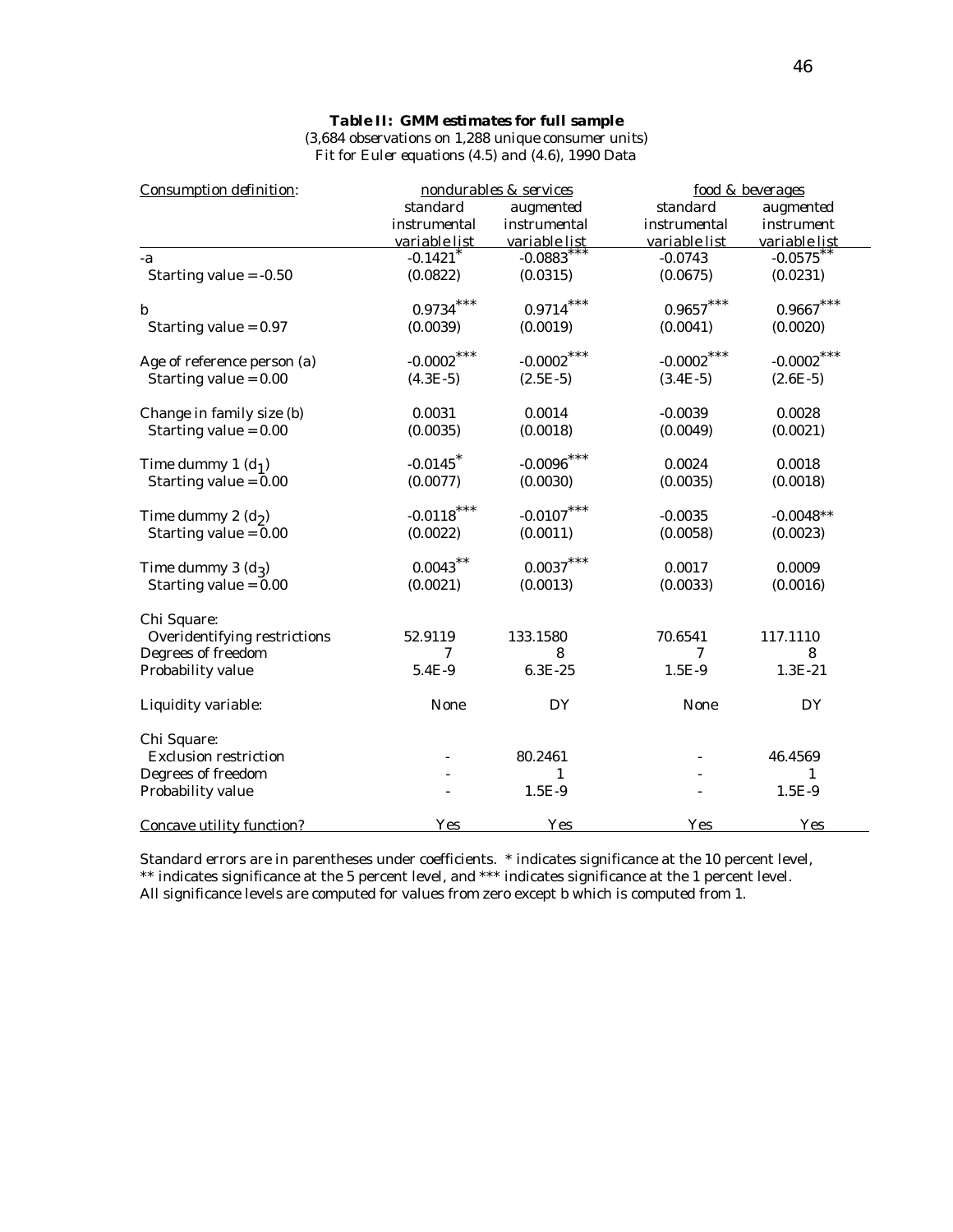**Table II: GMM estimates for full sample**
(3,684 observations on 1,288 unique consumer units)
Fit for Euler equations (4.5) and (4.6), 1990 Data

| Consumption definition: | nondurables & services | | food & beverages | |
|---|---|---|---|---|
| | standard instrumental variable list | augmented instrumental variable list | standard instrumental variable list | augmented instrument variable list |
| -a | -0.1421* | -0.0883*** | -0.0743 | -0.0575** |
| Starting value = -0.50 | (0.0822) | (0.0315) | (0.0675) | (0.0231) |
| b | 0.9734*** | 0.9714*** | 0.9657*** | 0.9667*** |
| Starting value = 0.97 | (0.0039) | (0.0019) | (0.0041) | (0.0020) |
| Age of reference person (a) | -0.0002*** | -0.0002*** | -0.0002*** | -0.0002*** |
| Starting value = 0.00 | (4.3E-5) | (2.5E-5) | (3.4E-5) | (2.6E-5) |
| Change in family size (b) | 0.0031 | 0.0014 | -0.0039 | 0.0028 |
| Starting value = 0.00 | (0.0035) | (0.0018) | (0.0049) | (0.0021) |
| Time dummy 1 ($d_1$) | -0.0145* | -0.0096*** | 0.0024 | 0.0018 |
| Starting value = 0.00 | (0.0077) | (0.0030) | (0.0035) | (0.0018) |
| Time dummy 2 ($d_2$) | -0.0118*** | -0.0107*** | -0.0035 | -0.0048** |
| Starting value = 0.00 | (0.0022) | (0.0011) | (0.0058) | (0.0023) |
| Time dummy 3 ($d_3$) | 0.0043** | 0.0037*** | 0.0017 | 0.0009 |
| Starting value = 0.00 | (0.0021) | (0.0013) | (0.0033) | (0.0016) |
| Chi Square: | | | | |
| Overidentifying restrictions | 52.9119 | 133.1580 | 70.6541 | 117.1110 |
| Degrees of freedom | 7 | 8 | 7 | 8 |
| Probability value | 5.4E-9 | 6.3E-25 | 1.5E-9 | 1.3E-21 |
| Liquidity variable: | None | DY | None | DY |
| Chi Square: | | | | |
| Exclusion restriction | - | 80.2461 | - | 46.4569 |
| Degrees of freedom | - | 1 | - | 1 |
| Probability value | - | 1.5E-9 | - | 1.5E-9 |
| Concave utility function? | Yes | Yes | Yes | Yes |

Standard errors are in parentheses under coefficients. * indicates significance at the 10 percent level, ** indicates significance at the 5 percent level, and *** indicates significance at the 1 percent level. All significance levels are computed for values from zero except b which is computed from 1.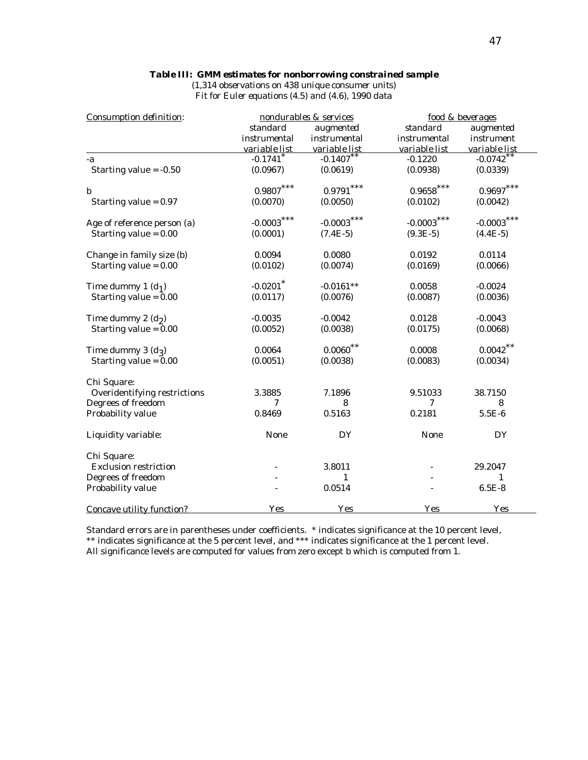**Table III: GMM estimates for nonborrowing constrained sample**

(1,314 observations on 438 unique consumer units)
Fit for Euler equations (4.5) and (4.6), 1990 data

| Consumption definition: | nondurables & services | | food & beverages | |
|---|---|---|---|---|
| | standard instrumental variable list | augmented instrumental variable list | standard instrumental variable list | augmented instrument variable list |
| -a | -0.1741* | -0.1407** | -0.1220 | -0.0742** |
| Starting value = -0.50 | (0.0967) | (0.0619) | (0.0938) | (0.0339) |
| b | 0.9807*** | 0.9791*** | 0.9658*** | 0.9697*** |
| Starting value = 0.97 | (0.0070) | (0.0050) | (0.0102) | (0.0042) |
| Age of reference person (a) | -0.0003*** | -0.0003*** | -0.0003*** | -0.0003*** |
| Starting value = 0.00 | (0.0001) | (7.4E-5) | (9.3E-5) | (4.4E-5) |
| Change in family size (b) | 0.0094 | 0.0080 | 0.0192 | 0.0114 |
| Starting value = 0.00 | (0.0102) | (0.0074) | (0.0169) | (0.0066) |
| Time dummy 1 ($d_1$) | -0.0201* | -0.0161** | 0.0058 | -0.0024 |
| Starting value = 0.00 | (0.0117) | (0.0076) | (0.0087) | (0.0036) |
| Time dummy 2 ($d_2$) | -0.0035 | -0.0042 | 0.0128 | -0.0043 |
| Starting value = 0.00 | (0.0052) | (0.0038) | (0.0175) | (0.0068) |
| Time dummy 3 ($d_3$) | 0.0064 | 0.0060** | 0.0008 | 0.0042** |
| Starting value = 0.00 | (0.0051) | (0.0038) | (0.0083) | (0.0034) |
| Chi Square: | | | | |
| Overidentifying restrictions | 3.3885 | 7.1896 | 9.51033 | 38.7150 |
| Degrees of freedom | 7 | 8 | 7 | 8 |
| Probability value | 0.8469 | 0.5163 | 0.2181 | 5.5E-6 |
| Liquidity variable: | None | DY | None | DY |
| Chi Square: | | | | |
| Exclusion restriction | - | 3.8011 | - | 29.2047 |
| Degrees of freedom | - | 1 | - | 1 |
| Probability value | - | 0.0514 | - | 6.5E-8 |
| Concave utility function? | Yes | Yes | Yes | Yes |

Standard errors are in parentheses under coefficients. * indicates significance at the 10 percent level, ** indicates significance at the 5 percent level, and *** indicates significance at the 1 percent level. All significance levels are computed for values from zero except b which is computed from 1.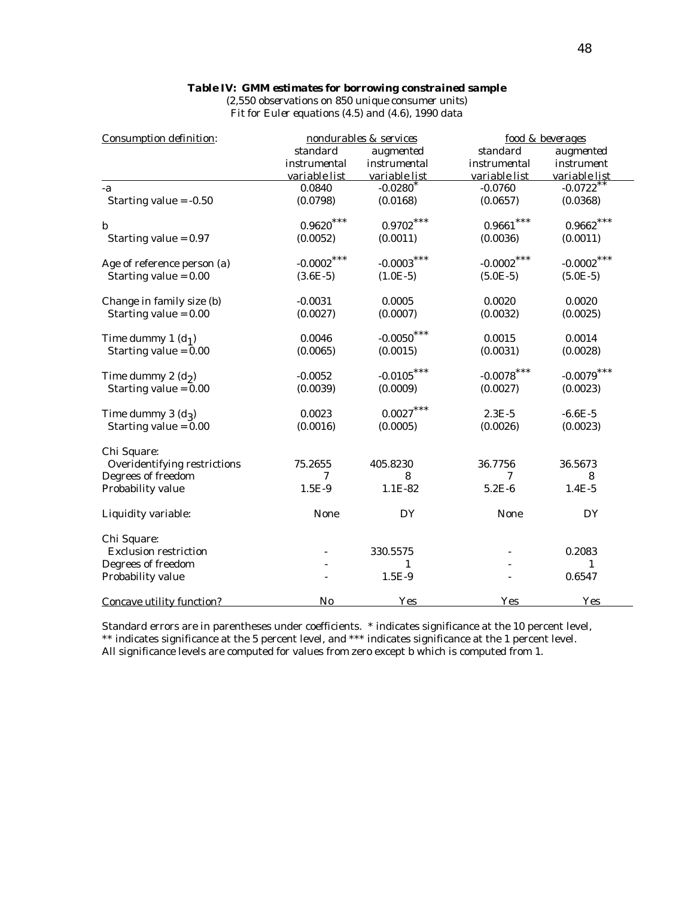**Table IV: GMM estimates for borrowing constrained sample**

(2,550 observations on 850 unique consumer units)
Fit for Euler equations (4.5) and (4.6), 1990 data

| Consumption definition: | nondurables & services | | food & beverages | |
|---|---|---|---|---|
| | standard instrumental variable list | augmented instrumental variable list | standard instrumental variable list | augmented instrument variable list |
| -a | 0.0840 | -0.0280* | -0.0760 | -0.0722** |
| Starting value = -0.50 | (0.0798) | (0.0168) | (0.0657) | (0.0368) |
| b | 0.9620*** | 0.9702*** | 0.9661*** | 0.9662*** |
| Starting value = 0.97 | (0.0052) | (0.0011) | (0.0036) | (0.0011) |
| Age of reference person (a) | -0.0002*** | -0.0003*** | -0.0002*** | -0.0002*** |
| Starting value = 0.00 | (3.6E-5) | (1.0E-5) | (5.0E-5) | (5.0E-5) |
| Change in family size (b) | -0.0031 | 0.0005 | 0.0020 | 0.0020 |
| Starting value = 0.00 | (0.0027) | (0.0007) | (0.0032) | (0.0025) |
| Time dummy 1 ($d_1$) | 0.0046 | -0.0050*** | 0.0015 | 0.0014 |
| Starting value = 0.00 | (0.0065) | (0.0015) | (0.0031) | (0.0028) |
| Time dummy 2 ($d_2$) | -0.0052 | -0.0105*** | -0.0078*** | -0.0079*** |
| Starting value = 0.00 | (0.0039) | (0.0009) | (0.0027) | (0.0023) |
| Time dummy 3 ($d_3$) | 0.0023 | 0.0027*** | 2.3E-5 | -6.6E-5 |
| Starting value = 0.00 | (0.0016) | (0.0005) | (0.0026) | (0.0023) |
| Chi Square: | | | | |
| Overidentifying restrictions | 75.2655 | 405.8230 | 36.7756 | 36.5673 |
| Degrees of freedom | 7 | 8 | 7 | 8 |
| Probability value | 1.5E-9 | 1.1E-82 | 5.2E-6 | 1.4E-5 |
| Liquidity variable: | None | DY | None | DY |
| Chi Square: | | | | |
| Exclusion restriction | - | 330.5575 | - | 0.2083 |
| Degrees of freedom | - | 1 | - | 1 |
| Probability value | - | 1.5E-9 | - | 0.6547 |
| Concave utility function? | No | Yes | Yes | Yes |

Standard errors are in parentheses under coefficients. * indicates significance at the 10 percent level, ** indicates significance at the 5 percent level, and *** indicates significance at the 1 percent level. All significance levels are computed for values from zero except b which is computed from 1.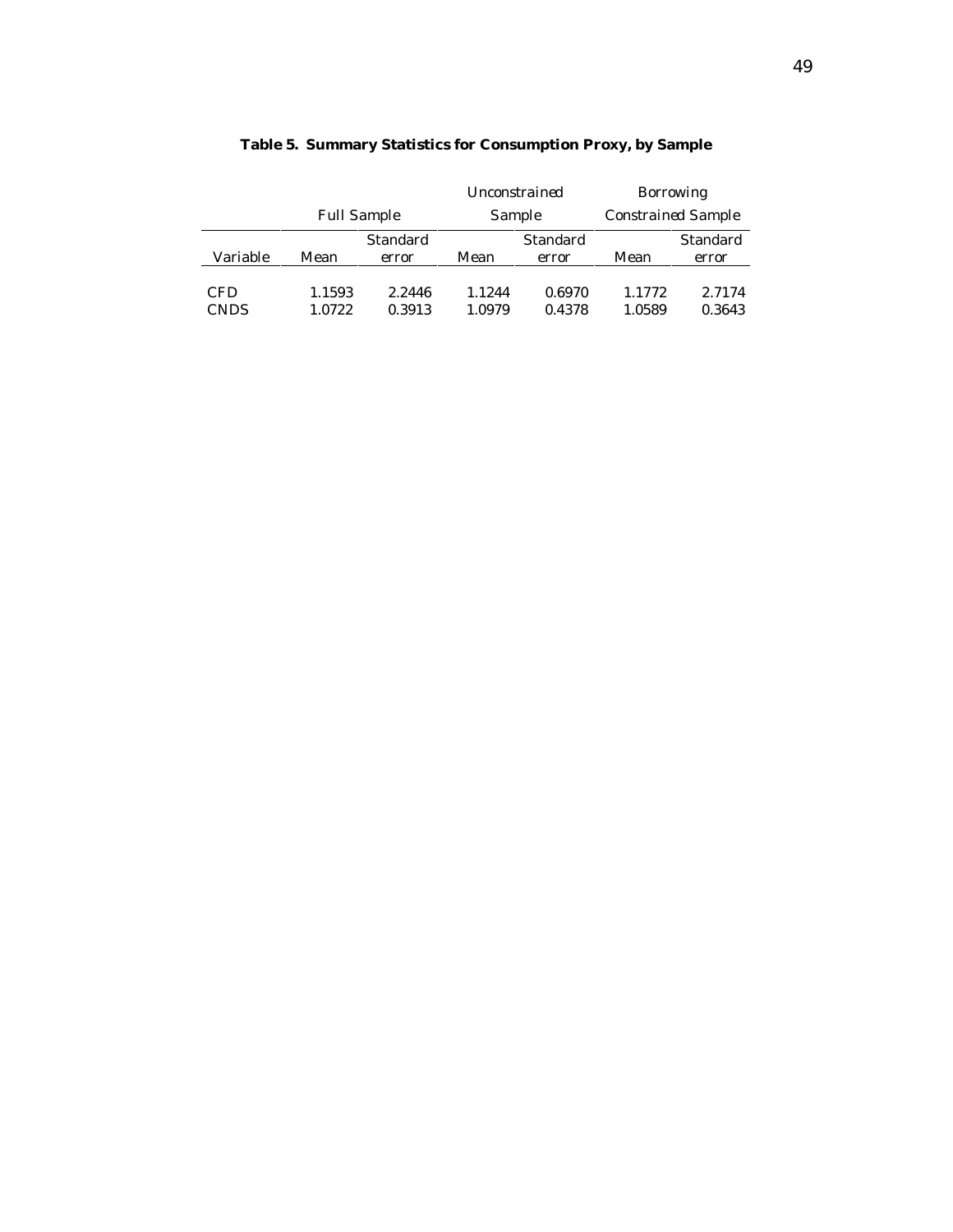**Table 5. Summary Statistics for Consumption Proxy, by Sample**

| | Full Sample | | Unconstrained Sample | | Borrowing Constrained Sample | |
|---|---|---|---|---|---|---|
| Variable | Mean | Standard error | Mean | Standard error | Mean | Standard error |
| CFD | 1.1593 | 2.2446 | 1.1244 | 0.6970 | 1.1772 | 2.7174 |
| CNDS | 1.0722 | 0.3913 | 1.0979 | 0.4378 | 1.0589 | 0.3643 |